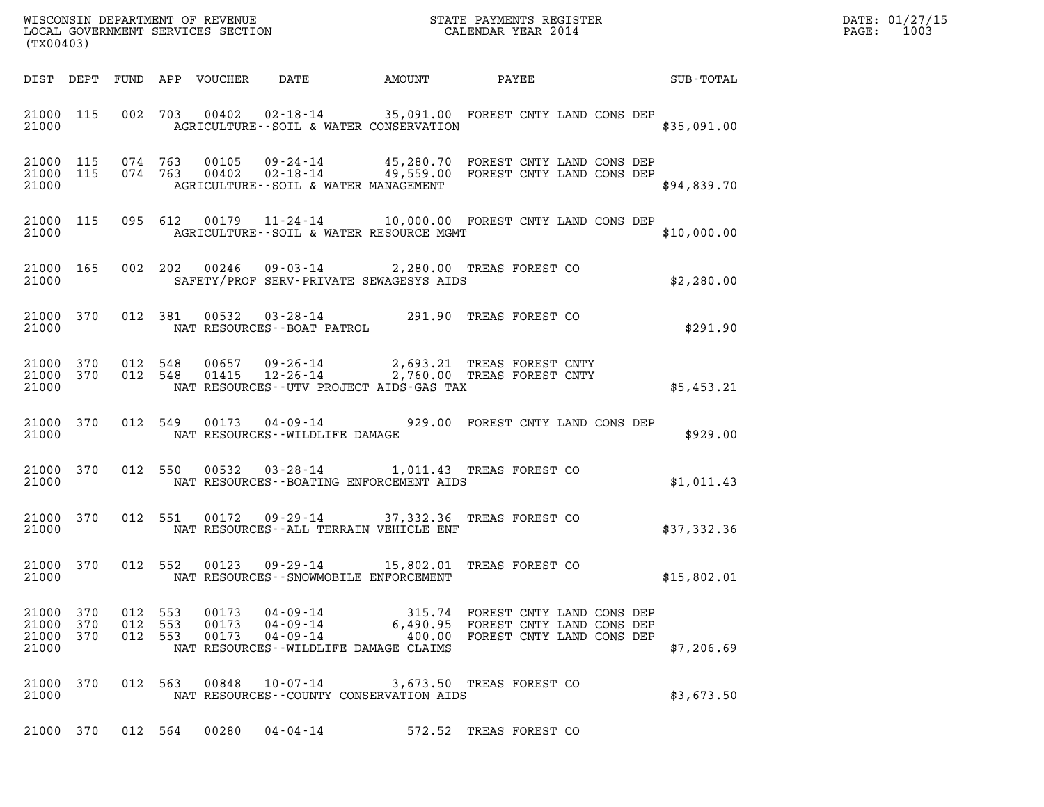WISCONSIN DEPARTMENT OF REVENUE
LOCAL GOVERNMENT SERVICES SECTION
(TX00403)

STATE PAYMENTS REGISTER
CALENDAR YEAR 2014

DATE: 01/27/15

| DIST | DEPT | FUND | APP | VOUCHER | DATE | AMOUNT | PAYEE | SUB-TOTAL |
|---|---|---|---|---|---|---|---|---|
| 21000 | 115 | 002 | 703 | 00402 | 02-18-14 | 35,091.00 | FOREST CNTY LAND CONS DEP | |
| 21000 | | | | | | AGRICULTURE--SOIL & WATER CONSERVATION | | $35,091.00 |
| 21000 | 115 | 074 | 763 | 00105 | 09-24-14 | 45,280.70 | FOREST CNTY LAND CONS DEP | |
| 21000 | 115 | 074 | 763 | 00402 | 02-18-14 | 49,559.00 | FOREST CNTY LAND CONS DEP | |
| 21000 | | | | | | AGRICULTURE--SOIL & WATER MANAGEMENT | | $94,839.70 |
| 21000 | 115 | 095 | 612 | 00179 | 11-24-14 | 10,000.00 | FOREST CNTY LAND CONS DEP | |
| 21000 | | | | | | AGRICULTURE--SOIL & WATER RESOURCE MGMT | | $10,000.00 |
| 21000 | 165 | 002 | 202 | 00246 | 09-03-14 | 2,280.00 | TREAS FOREST CO | |
| 21000 | | | | | | SAFETY/PROF SERV-PRIVATE SEWAGESYS AIDS | | $2,280.00 |
| 21000 | 370 | 012 | 381 | 00532 | 03-28-14 | 291.90 | TREAS FOREST CO | |
| 21000 | | | | | | NAT RESOURCES--BOAT PATROL | | $291.90 |
| 21000 | 370 | 012 | 548 | 00657 | 09-26-14 | 2,693.21 | TREAS FOREST CNTY | |
| 21000 | 370 | 012 | 548 | 01415 | 12-26-14 | 2,760.00 | TREAS FOREST CNTY | |
| 21000 | | | | | | NAT RESOURCES--UTV PROJECT AIDS-GAS TAX | | $5,453.21 |
| 21000 | 370 | 012 | 549 | 00173 | 04-09-14 | 929.00 | FOREST CNTY LAND CONS DEP | |
| 21000 | | | | | | NAT RESOURCES--WILDLIFE DAMAGE | | $929.00 |
| 21000 | 370 | 012 | 550 | 00532 | 03-28-14 | 1,011.43 | TREAS FOREST CO | |
| 21000 | | | | | | NAT RESOURCES--BOATING ENFORCEMENT AIDS | | $1,011.43 |
| 21000 | 370 | 012 | 551 | 00172 | 09-29-14 | 37,332.36 | TREAS FOREST CO | |
| 21000 | | | | | | NAT RESOURCES--ALL TERRAIN VEHICLE ENF | | $37,332.36 |
| 21000 | 370 | 012 | 552 | 00123 | 09-29-14 | 15,802.01 | TREAS FOREST CO | |
| 21000 | | | | | | NAT RESOURCES--SNOWMOBILE ENFORCEMENT | | $15,802.01 |
| 21000 | 370 | 012 | 553 | 00173 | 04-09-14 | 315.74 | FOREST CNTY LAND CONS DEP | |
| 21000 | 370 | 012 | 553 | 00173 | 04-09-14 | 6,490.95 | FOREST CNTY LAND CONS DEP | |
| 21000 | 370 | 012 | 553 | 00173 | 04-09-14 | 400.00 | FOREST CNTY LAND CONS DEP | |
| 21000 | | | | | | NAT RESOURCES--WILDLIFE DAMAGE CLAIMS | | $7,206.69 |
| 21000 | 370 | 012 | 563 | 00848 | 10-07-14 | 3,673.50 | TREAS FOREST CO | |
| 21000 | | | | | | NAT RESOURCES--COUNTY CONSERVATION AIDS | | $3,673.50 |
| 21000 | 370 | 012 | 564 | 00280 | 04-04-14 | 572.52 | TREAS FOREST CO | |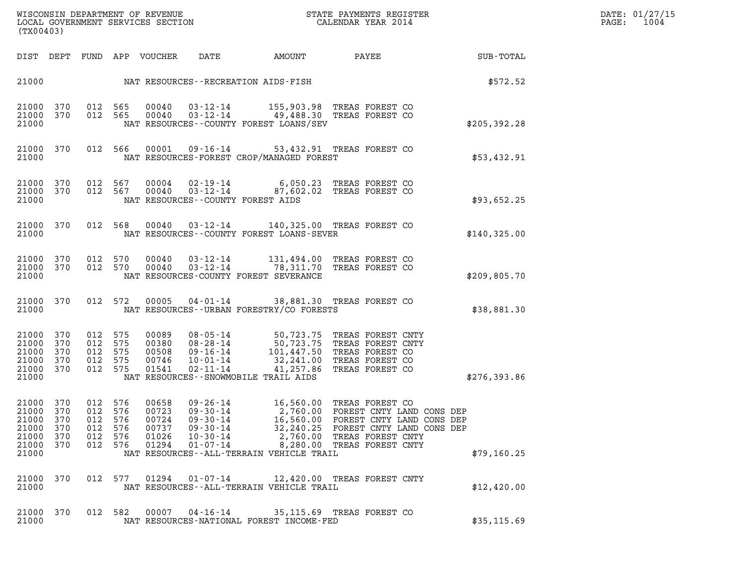WISCONSIN DEPARTMENT OF REVENUE
LOCAL GOVERNMENT SERVICES SECTION
(TX00403)

STATE PAYMENTS REGISTER
CALENDAR YEAR 2014

DATE: 01/27/15

| DIST | DEPT | FUND | APP | VOUCHER | DATE | AMOUNT | PAYEE | SUB-TOTAL |
|---|---|---|---|---|---|---|---|---|
| 21000 | | | | | NAT RESOURCES--RECREATION AIDS-FISH | | | $572.52 |
| 21000 | 370 | 012 | 565 | 00040 | 03-12-14 | 155,903.98 | TREAS FOREST CO | |
| 21000 | 370 | 012 | 565 | 00040 | 03-12-14 | 49,488.30 | TREAS FOREST CO | |
| 21000 | | | | | NAT RESOURCES--COUNTY FOREST LOANS/SEV | | | $205,392.28 |
| 21000 | 370 | 012 | 566 | 00001 | 09-16-14 | 53,432.91 | TREAS FOREST CO | |
| 21000 | | | | | NAT RESOURCES-FOREST CROP/MANAGED FOREST | | | $53,432.91 |
| 21000 | 370 | 012 | 567 | 00004 | 02-19-14 | 6,050.23 | TREAS FOREST CO | |
| 21000 | 370 | 012 | 567 | 00040 | 03-12-14 | 87,602.02 | TREAS FOREST CO | |
| 21000 | | | | | NAT RESOURCES--COUNTY FOREST AIDS | | | $93,652.25 |
| 21000 | 370 | 012 | 568 | 00040 | 03-12-14 | 140,325.00 | TREAS FOREST CO | |
| 21000 | | | | | NAT RESOURCES--COUNTY FOREST LOANS-SEVER | | | $140,325.00 |
| 21000 | 370 | 012 | 570 | 00040 | 03-12-14 | 131,494.00 | TREAS FOREST CO | |
| 21000 | 370 | 012 | 570 | 00040 | 03-12-14 | 78,311.70 | TREAS FOREST CO | |
| 21000 | | | | | NAT RESOURCES-COUNTY FOREST SEVERANCE | | | $209,805.70 |
| 21000 | 370 | 012 | 572 | 00005 | 04-01-14 | 38,881.30 | TREAS FOREST CO | |
| 21000 | | | | | NAT RESOURCES--URBAN FORESTRY/CO FORESTS | | | $38,881.30 |
| 21000 | 370 | 012 | 575 | 00089 | 08-05-14 | 50,723.75 | TREAS FOREST CNTY | |
| 21000 | 370 | 012 | 575 | 00380 | 08-28-14 | 50,723.75 | TREAS FOREST CNTY | |
| 21000 | 370 | 012 | 575 | 00508 | 09-16-14 | 101,447.50 | TREAS FOREST CO | |
| 21000 | 370 | 012 | 575 | 00746 | 10-01-14 | 32,241.00 | TREAS FOREST CO | |
| 21000 | 370 | 012 | 575 | 01541 | 02-11-14 | 41,257.86 | TREAS FOREST CO | |
| 21000 | | | | | NAT RESOURCES--SNOWMOBILE TRAIL AIDS | | | $276,393.86 |
| 21000 | 370 | 012 | 576 | 00658 | 09-26-14 | 16,560.00 | TREAS FOREST CO | |
| 21000 | 370 | 012 | 576 | 00723 | 09-30-14 | 2,760.00 | FOREST CNTY LAND CONS DEP | |
| 21000 | 370 | 012 | 576 | 00724 | 09-30-14 | 16,560.00 | FOREST CNTY LAND CONS DEP | |
| 21000 | 370 | 012 | 576 | 00737 | 09-30-14 | 32,240.25 | FOREST CNTY LAND CONS DEP | |
| 21000 | 370 | 012 | 576 | 01026 | 10-30-14 | 2,760.00 | TREAS FOREST CNTY | |
| 21000 | 370 | 012 | 576 | 01294 | 01-07-14 | 8,280.00 | TREAS FOREST CNTY | |
| 21000 | | | | | NAT RESOURCES--ALL-TERRAIN VEHICLE TRAIL | | | $79,160.25 |
| 21000 | 370 | 012 | 577 | 01294 | 01-07-14 | 12,420.00 | TREAS FOREST CNTY | |
| 21000 | | | | | NAT RESOURCES--ALL-TERRAIN VEHICLE TRAIL | | | $12,420.00 |
| 21000 | 370 | 012 | 582 | 00007 | 04-16-14 | 35,115.69 | TREAS FOREST CO | |
| 21000 | | | | | NAT RESOURCES-NATIONAL FOREST INCOME-FED | | | $35,115.69 |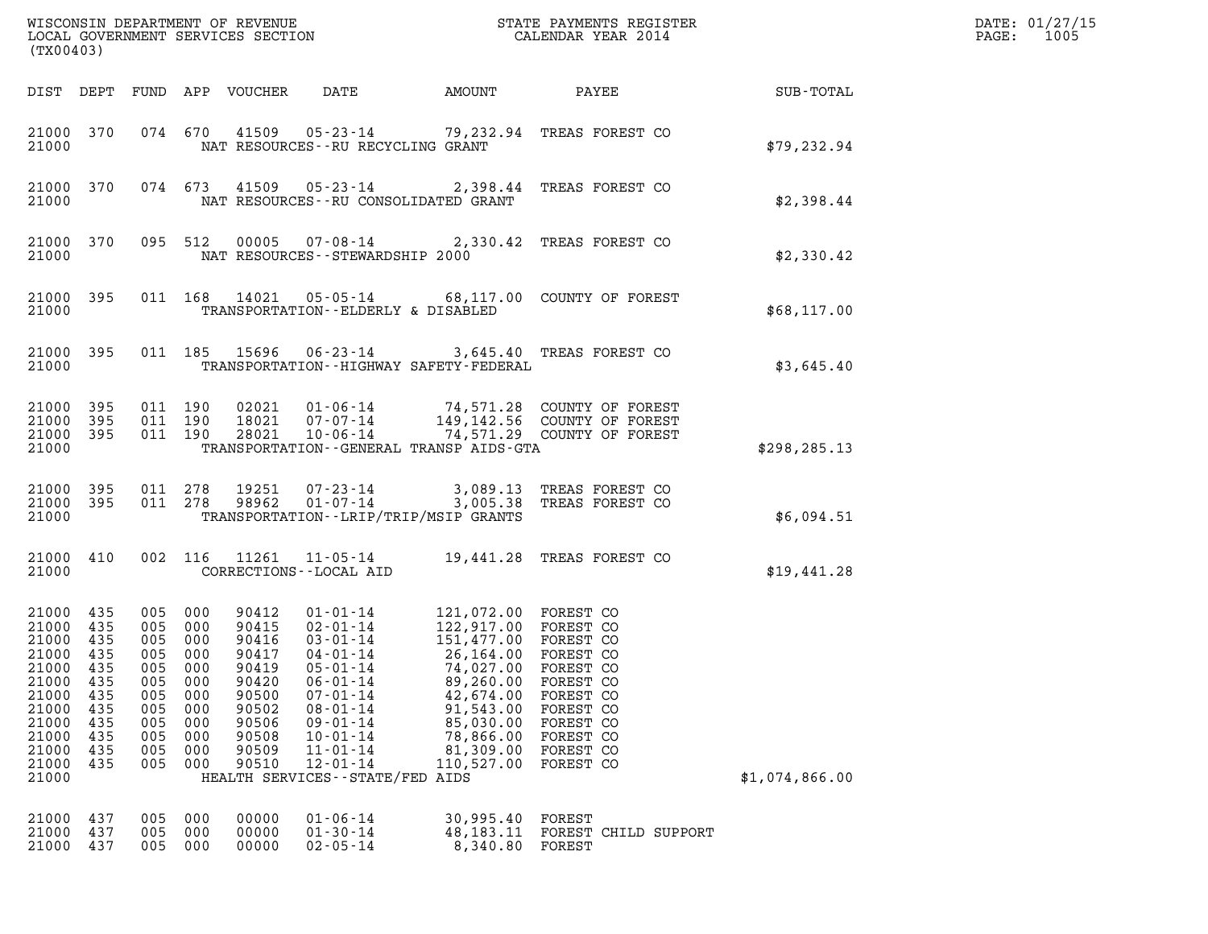WISCONSIN DEPARTMENT OF REVENUE
LOCAL GOVERNMENT SERVICES SECTION
(TX00403)

STATE PAYMENTS REGISTER
CALENDAR YEAR 2014

DATE: 01/27/15
PAGE: 1005

| DIST | DEPT | FUND | APP | VOUCHER | DATE | AMOUNT | PAYEE | SUB-TOTAL |
|---|---|---|---|---|---|---|---|---|
| 21000 | 370 | 074 | 670 | 41509 | 05-23-14 | 79,232.94 | TREAS FOREST CO | |
| 21000 | | | | NAT RESOURCES--RU RECYCLING GRANT | | | | $79,232.94 |
| 21000 | 370 | 074 | 673 | 41509 | 05-23-14 | 2,398.44 | TREAS FOREST CO | |
| 21000 | | | | NAT RESOURCES--RU CONSOLIDATED GRANT | | | | $2,398.44 |
| 21000 | 370 | 095 | 512 | 00005 | 07-08-14 | 2,330.42 | TREAS FOREST CO | |
| 21000 | | | | NAT RESOURCES--STEWARDSHIP 2000 | | | | $2,330.42 |
| 21000 | 395 | 011 | 168 | 14021 | 05-05-14 | 68,117.00 | COUNTY OF FOREST | |
| 21000 | | | | TRANSPORTATION--ELDERLY & DISABLED | | | | $68,117.00 |
| 21000 | 395 | 011 | 185 | 15696 | 06-23-14 | 3,645.40 | TREAS FOREST CO | |
| 21000 | | | | TRANSPORTATION--HIGHWAY SAFETY-FEDERAL | | | | $3,645.40 |
| 21000 | 395 | 011 | 190 | 02021 | 01-06-14 | 74,571.28 | COUNTY OF FOREST | |
| 21000 | 395 | 011 | 190 | 18021 | 07-07-14 | 149,142.56 | COUNTY OF FOREST | |
| 21000 | 395 | 011 | 190 | 28021 | 10-06-14 | 74,571.29 | COUNTY OF FOREST | |
| 21000 | | | | TRANSPORTATION--GENERAL TRANSP AIDS-GTA | | | | $298,285.13 |
| 21000 | 395 | 011 | 278 | 19251 | 07-23-14 | 3,089.13 | TREAS FOREST CO | |
| 21000 | 395 | 011 | 278 | 98962 | 01-07-14 | 3,005.38 | TREAS FOREST CO | |
| 21000 | | | | TRANSPORTATION--LRIP/TRIP/MSIP GRANTS | | | | $6,094.51 |
| 21000 | 410 | 002 | 116 | 11261 | 11-05-14 | 19,441.28 | TREAS FOREST CO | |
| 21000 | | | | CORRECTIONS--LOCAL AID | | | | $19,441.28 |
| 21000 | 435 | 005 | 000 | 90412 | 01-01-14 | 121,072.00 | FOREST CO | |
| 21000 | 435 | 005 | 000 | 90415 | 02-01-14 | 122,917.00 | FOREST CO | |
| 21000 | 435 | 005 | 000 | 90416 | 03-01-14 | 151,477.00 | FOREST CO | |
| 21000 | 435 | 005 | 000 | 90417 | 04-01-14 | 26,164.00 | FOREST CO | |
| 21000 | 435 | 005 | 000 | 90419 | 05-01-14 | 74,027.00 | FOREST CO | |
| 21000 | 435 | 005 | 000 | 90420 | 06-01-14 | 89,260.00 | FOREST CO | |
| 21000 | 435 | 005 | 000 | 90500 | 07-01-14 | 42,674.00 | FOREST CO | |
| 21000 | 435 | 005 | 000 | 90502 | 08-01-14 | 91,543.00 | FOREST CO | |
| 21000 | 435 | 005 | 000 | 90506 | 09-01-14 | 85,030.00 | FOREST CO | |
| 21000 | 435 | 005 | 000 | 90508 | 10-01-14 | 78,866.00 | FOREST CO | |
| 21000 | 435 | 005 | 000 | 90509 | 11-01-14 | 81,309.00 | FOREST CO | |
| 21000 | 435 | 005 | 000 | 90510 | 12-01-14 | 110,527.00 | FOREST CO | |
| 21000 | | | | HEALTH SERVICES--STATE/FED AIDS | | | | $1,074,866.00 |
| 21000 | 437 | 005 | 000 | 00000 | 01-06-14 | 30,995.40 | FOREST | |
| 21000 | 437 | 005 | 000 | 00000 | 01-30-14 | 48,183.11 | FOREST CHILD SUPPORT | |
| 21000 | 437 | 005 | 000 | 00000 | 02-05-14 | 8,340.80 | FOREST | |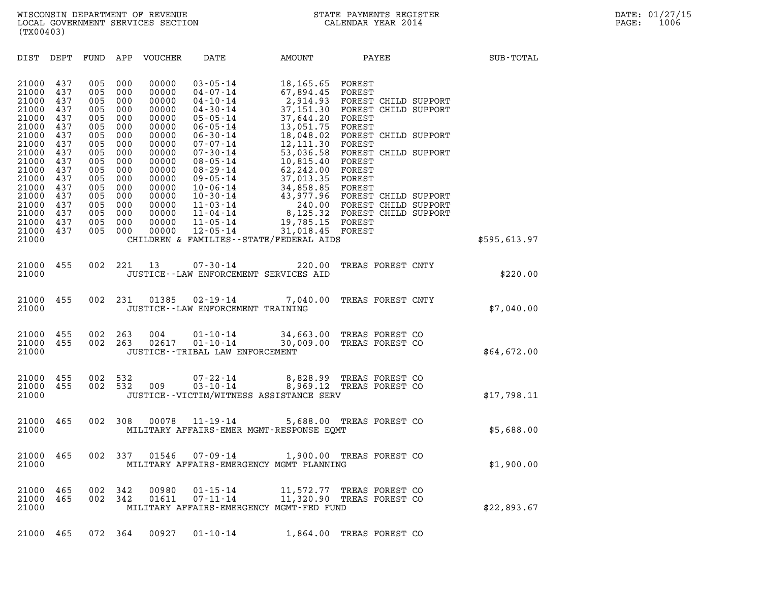WISCONSIN DEPARTMENT OF REVENUE
LOCAL GOVERNMENT SERVICES SECTION
(TX00403)

STATE PAYMENTS REGISTER
CALENDAR YEAR 2014

DATE: 01/27/15
PAGE: 1006

| DIST | DEPT | FUND | APP | VOUCHER | DATE | AMOUNT | PAYEE | SUB-TOTAL |
|---|---|---|---|---|---|---|---|---|
| 21000 | 437 | 005 | 000 | 00000 | 03-05-14 | 18,165.65 | FOREST | |
| 21000 | 437 | 005 | 000 | 00000 | 04-07-14 | 67,894.45 | FOREST | |
| 21000 | 437 | 005 | 000 | 00000 | 04-10-14 | 2,914.93 | FOREST CHILD SUPPORT | |
| 21000 | 437 | 005 | 000 | 00000 | 04-30-14 | 37,151.30 | FOREST CHILD SUPPORT | |
| 21000 | 437 | 005 | 000 | 00000 | 05-05-14 | 37,644.20 | FOREST | |
| 21000 | 437 | 005 | 000 | 00000 | 06-05-14 | 13,051.75 | FOREST | |
| 21000 | 437 | 005 | 000 | 00000 | 06-30-14 | 18,048.02 | FOREST CHILD SUPPORT | |
| 21000 | 437 | 005 | 000 | 00000 | 07-07-14 | 12,111.30 | FOREST | |
| 21000 | 437 | 005 | 000 | 00000 | 07-30-14 | 53,036.58 | FOREST CHILD SUPPORT | |
| 21000 | 437 | 005 | 000 | 00000 | 08-05-14 | 10,815.40 | FOREST | |
| 21000 | 437 | 005 | 000 | 00000 | 08-29-14 | 62,242.00 | FOREST | |
| 21000 | 437 | 005 | 000 | 00000 | 09-05-14 | 37,013.35 | FOREST | |
| 21000 | 437 | 005 | 000 | 00000 | 10-06-14 | 34,858.85 | FOREST | |
| 21000 | 437 | 005 | 000 | 00000 | 10-30-14 | 43,977.96 | FOREST CHILD SUPPORT | |
| 21000 | 437 | 005 | 000 | 00000 | 11-03-14 | 240.00 | FOREST CHILD SUPPORT | |
| 21000 | 437 | 005 | 000 | 00000 | 11-04-14 | 8,125.32 | FOREST CHILD SUPPORT | |
| 21000 | 437 | 005 | 000 | 00000 | 11-05-14 | 19,785.15 | FOREST | |
| 21000 | 437 | 005 | 000 | 00000 | 12-05-14 | 31,018.45 | FOREST | |
| 21000 | | | | | CHILDREN & FAMILIES--STATE/FEDERAL AIDS | | | $595,613.97 |
| 21000 | 455 | 002 | 221 | 13 | 07-30-14 | 220.00 | TREAS FOREST CNTY | |
| 21000 | | | | | JUSTICE--LAW ENFORCEMENT SERVICES AID | | | $220.00 |
| 21000 | 455 | 002 | 231 | 01385 | 02-19-14 | 7,040.00 | TREAS FOREST CNTY | |
| 21000 | | | | | JUSTICE--LAW ENFORCEMENT TRAINING | | | $7,040.00 |
| 21000 | 455 | 002 | 263 | 004 | 01-10-14 | 34,663.00 | TREAS FOREST CO | |
| 21000 | 455 | 002 | 263 | 02617 | 01-10-14 | 30,009.00 | TREAS FOREST CO | |
| 21000 | | | | | JUSTICE--TRIBAL LAW ENFORCEMENT | | | $64,672.00 |
| 21000 | 455 | 002 | 532 | | 07-22-14 | 8,828.99 | TREAS FOREST CO | |
| 21000 | 455 | 002 | 532 | 009 | 03-10-14 | 8,969.12 | TREAS FOREST CO | |
| 21000 | | | | | JUSTICE--VICTIM/WITNESS ASSISTANCE SERV | | | $17,798.11 |
| 21000 | 465 | 002 | 308 | 00078 | 11-19-14 | 5,688.00 | TREAS FOREST CO | |
| 21000 | | | | | MILITARY AFFAIRS-EMER MGMT-RESPONSE EQMT | | | $5,688.00 |
| 21000 | 465 | 002 | 337 | 01546 | 07-09-14 | 1,900.00 | TREAS FOREST CO | |
| 21000 | | | | | MILITARY AFFAIRS-EMERGENCY MGMT PLANNING | | | $1,900.00 |
| 21000 | 465 | 002 | 342 | 00980 | 01-15-14 | 11,572.77 | TREAS FOREST CO | |
| 21000 | 465 | 002 | 342 | 01611 | 07-11-14 | 11,320.90 | TREAS FOREST CO | |
| 21000 | | | | | MILITARY AFFAIRS-EMERGENCY MGMT-FED FUND | | | $22,893.67 |
| 21000 | 465 | 072 | 364 | 00927 | 01-10-14 | 1,864.00 | TREAS FOREST CO | |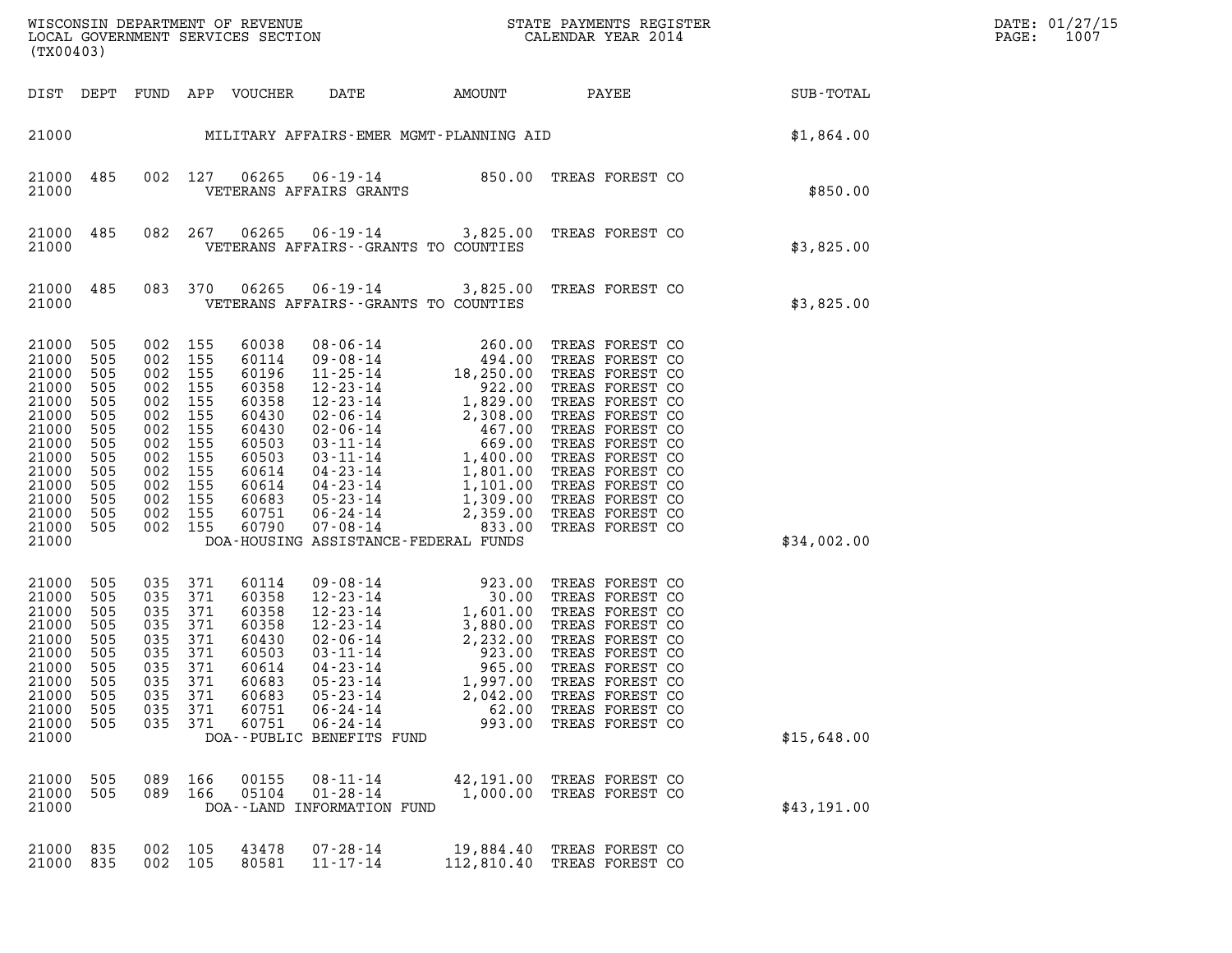WISCONSIN DEPARTMENT OF REVENUE
LOCAL GOVERNMENT SERVICES SECTION
(TX00403)

STATE PAYMENTS REGISTER
CALENDAR YEAR 2014

DATE: 01/27/15
PAGE: 1007

| DIST | DEPT | FUND | APP | VOUCHER | DATE | AMOUNT | PAYEE | SUB-TOTAL |
|---|---|---|---|---|---|---|---|---|
| 21000 | | | | | MILITARY AFFAIRS-EMER MGMT-PLANNING AID | | | $1,864.00 |
| 21000 | 485 | 002 | 127 | 06265 | 06-19-14 | 850.00 | TREAS FOREST CO | |
| 21000 | | | | | VETERANS AFFAIRS GRANTS | | | $850.00 |
| 21000 | 485 | 082 | 267 | 06265 | 06-19-14 | 3,825.00 | TREAS FOREST CO | |
| 21000 | | | | | VETERANS AFFAIRS--GRANTS TO COUNTIES | | | $3,825.00 |
| 21000 | 485 | 083 | 370 | 06265 | 06-19-14 | 3,825.00 | TREAS FOREST CO | |
| 21000 | | | | | VETERANS AFFAIRS--GRANTS TO COUNTIES | | | $3,825.00 |
| 21000 | 505 | 002 | 155 | 60038 | 08-06-14 | 260.00 | TREAS FOREST CO | |
| 21000 | 505 | 002 | 155 | 60114 | 09-08-14 | 494.00 | TREAS FOREST CO | |
| 21000 | 505 | 002 | 155 | 60196 | 11-25-14 | 18,250.00 | TREAS FOREST CO | |
| 21000 | 505 | 002 | 155 | 60358 | 12-23-14 | 922.00 | TREAS FOREST CO | |
| 21000 | 505 | 002 | 155 | 60358 | 12-23-14 | 1,829.00 | TREAS FOREST CO | |
| 21000 | 505 | 002 | 155 | 60430 | 02-06-14 | 2,308.00 | TREAS FOREST CO | |
| 21000 | 505 | 002 | 155 | 60430 | 02-06-14 | 467.00 | TREAS FOREST CO | |
| 21000 | 505 | 002 | 155 | 60503 | 03-11-14 | 669.00 | TREAS FOREST CO | |
| 21000 | 505 | 002 | 155 | 60503 | 03-11-14 | 1,400.00 | TREAS FOREST CO | |
| 21000 | 505 | 002 | 155 | 60614 | 04-23-14 | 1,801.00 | TREAS FOREST CO | |
| 21000 | 505 | 002 | 155 | 60614 | 04-23-14 | 1,101.00 | TREAS FOREST CO | |
| 21000 | 505 | 002 | 155 | 60683 | 05-23-14 | 1,309.00 | TREAS FOREST CO | |
| 21000 | 505 | 002 | 155 | 60751 | 06-24-14 | 2,359.00 | TREAS FOREST CO | |
| 21000 | 505 | 002 | 155 | 60790 | 07-08-14 | 833.00 | TREAS FOREST CO | |
| 21000 | | | | | DOA-HOUSING ASSISTANCE-FEDERAL FUNDS | | | $34,002.00 |
| 21000 | 505 | 035 | 371 | 60114 | 09-08-14 | 923.00 | TREAS FOREST CO | |
| 21000 | 505 | 035 | 371 | 60358 | 12-23-14 | 30.00 | TREAS FOREST CO | |
| 21000 | 505 | 035 | 371 | 60358 | 12-23-14 | 1,601.00 | TREAS FOREST CO | |
| 21000 | 505 | 035 | 371 | 60358 | 12-23-14 | 3,880.00 | TREAS FOREST CO | |
| 21000 | 505 | 035 | 371 | 60430 | 02-06-14 | 2,232.00 | TREAS FOREST CO | |
| 21000 | 505 | 035 | 371 | 60503 | 03-11-14 | 923.00 | TREAS FOREST CO | |
| 21000 | 505 | 035 | 371 | 60614 | 04-23-14 | 965.00 | TREAS FOREST CO | |
| 21000 | 505 | 035 | 371 | 60683 | 05-23-14 | 1,997.00 | TREAS FOREST CO | |
| 21000 | 505 | 035 | 371 | 60683 | 05-23-14 | 2,042.00 | TREAS FOREST CO | |
| 21000 | 505 | 035 | 371 | 60751 | 06-24-14 | 62.00 | TREAS FOREST CO | |
| 21000 | 505 | 035 | 371 | 60751 | 06-24-14 | 993.00 | TREAS FOREST CO | |
| 21000 | | | | | DOA--PUBLIC BENEFITS FUND | | | $15,648.00 |
| 21000 | 505 | 089 | 166 | 00155 | 08-11-14 | 42,191.00 | TREAS FOREST CO | |
| 21000 | 505 | 089 | 166 | 05104 | 01-28-14 | 1,000.00 | TREAS FOREST CO | |
| 21000 | | | | | DOA--LAND INFORMATION FUND | | | $43,191.00 |
| 21000 | 835 | 002 | 105 | 43478 | 07-28-14 | 19,884.40 | TREAS FOREST CO | |
| 21000 | 835 | 002 | 105 | 80581 | 11-17-14 | 112,810.40 | TREAS FOREST CO | |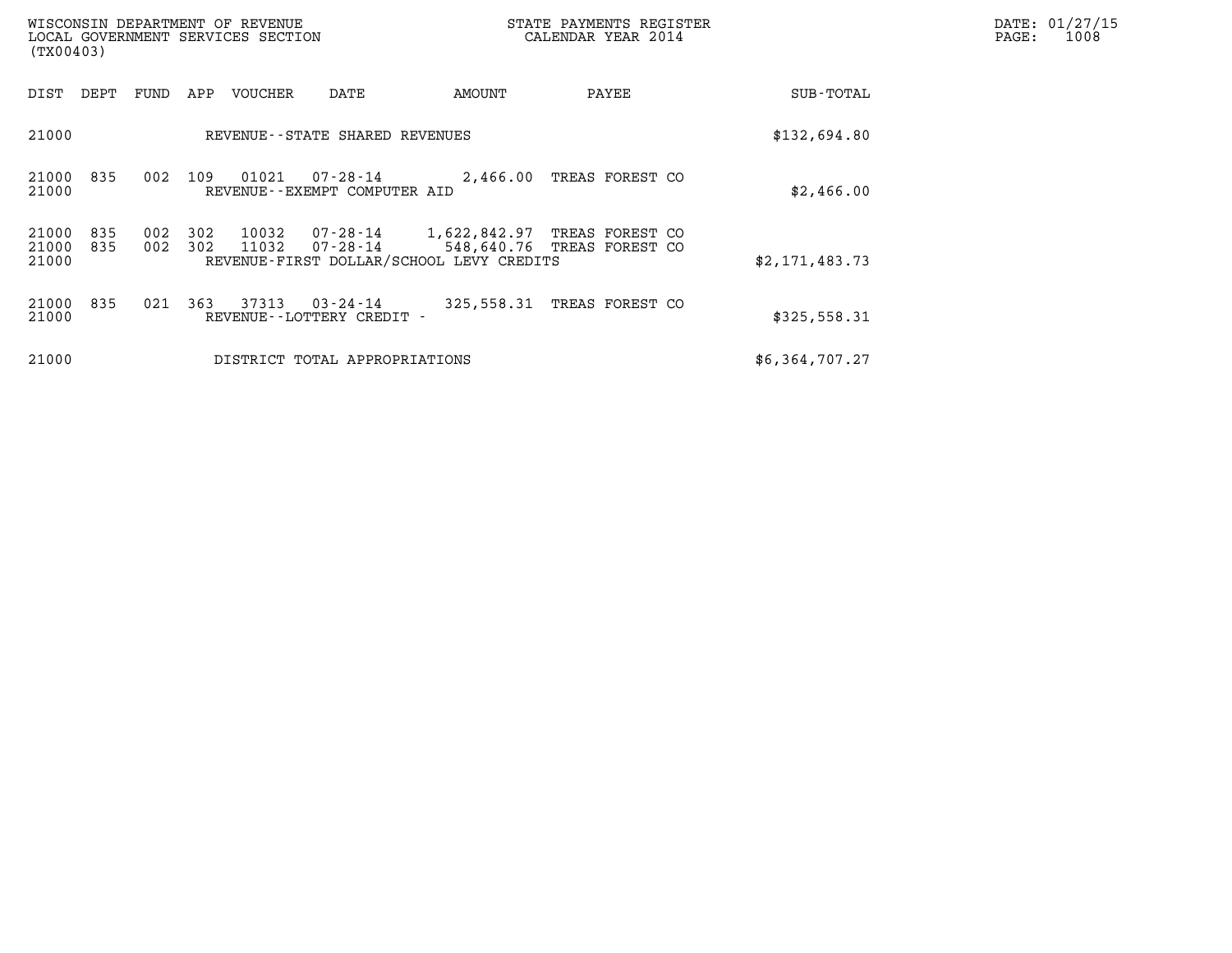WISCONSIN DEPARTMENT OF REVENUE
LOCAL GOVERNMENT SERVICES SECTION
(TX00403)

STATE PAYMENTS REGISTER
CALENDAR YEAR 2014

DATE: 01/27/15
PAGE: 1008

| DIST | DEPT | FUND | APP | VOUCHER | DATE | AMOUNT | PAYEE | SUB-TOTAL |
|---|---|---|---|---|---|---|---|---|
| 21000 | | | | REVENUE--STATE SHARED REVENUES | | | | $132,694.80 |
| 21000 | 835 | 002 | 109 | 01021 | 07-28-14 | 2,466.00 | TREAS FOREST CO | |
| 21000 | | | | REVENUE--EXEMPT COMPUTER AID | | | | $2,466.00 |
| 21000 | 835 | 002 | 302 | 10032 | 07-28-14 | 1,622,842.97 | TREAS FOREST CO | |
| 21000 | 835 | 002 | 302 | 11032 | 07-28-14 | 548,640.76 | TREAS FOREST CO | |
| 21000 | | | | REVENUE-FIRST DOLLAR/SCHOOL LEVY CREDITS | | | | $2,171,483.73 |
| 21000 | 835 | 021 | 363 | 37313 | 03-24-14 | 325,558.31 | TREAS FOREST CO | |
| 21000 | | | | REVENUE--LOTTERY CREDIT - | | | | $325,558.31 |
| 21000 | | | | DISTRICT TOTAL APPROPRIATIONS | | | | $6,364,707.27 |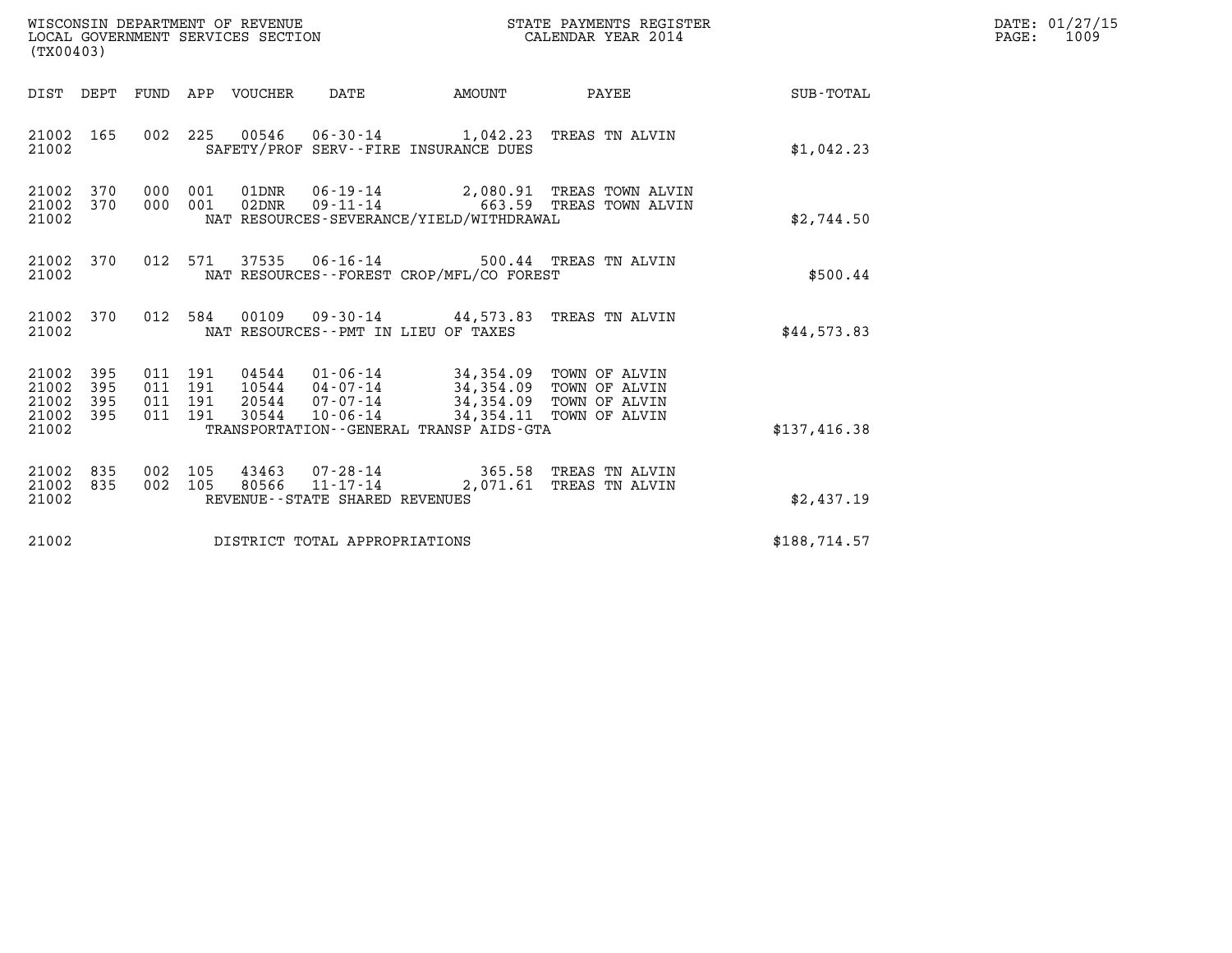WISCONSIN DEPARTMENT OF REVENUE
LOCAL GOVERNMENT SERVICES SECTION
(TX00403)

STATE PAYMENTS REGISTER
CALENDAR YEAR 2014

DATE: 01/27/15
PAGE: 1009

| DIST | DEPT | FUND | APP | VOUCHER | DATE | AMOUNT | PAYEE | SUB-TOTAL |
|---|---|---|---|---|---|---|---|---|
| 21002 | 165 | 002 | 225 | 00546 | 06-30-14 | 1,042.23 | TREAS TN ALVIN | |
| 21002 | | | | SAFETY/PROF SERV--FIRE INSURANCE DUES | | | | $1,042.23 |
| 21002 | 370 | 000 | 001 | 01DNR | 06-19-14 | 2,080.91 | TREAS TOWN ALVIN | |
| 21002 | 370 | 000 | 001 | 02DNR | 09-11-14 | 663.59 | TREAS TOWN ALVIN | |
| 21002 | | | | NAT RESOURCES-SEVERANCE/YIELD/WITHDRAWAL | | | | $2,744.50 |
| 21002 | 370 | 012 | 571 | 37535 | 06-16-14 | 500.44 | TREAS TN ALVIN | |
| 21002 | | | | NAT RESOURCES--FOREST CROP/MFL/CO FOREST | | | | $500.44 |
| 21002 | 370 | 012 | 584 | 00109 | 09-30-14 | 44,573.83 | TREAS TN ALVIN | |
| 21002 | | | | NAT RESOURCES--PMT IN LIEU OF TAXES | | | | $44,573.83 |
| 21002 | 395 | 011 | 191 | 04544 | 01-06-14 | 34,354.09 | TOWN OF ALVIN | |
| 21002 | 395 | 011 | 191 | 10544 | 04-07-14 | 34,354.09 | TOWN OF ALVIN | |
| 21002 | 395 | 011 | 191 | 20544 | 07-07-14 | 34,354.09 | TOWN OF ALVIN | |
| 21002 | 395 | 011 | 191 | 30544 | 10-06-14 | 34,354.11 | TOWN OF ALVIN | |
| 21002 | | | | TRANSPORTATION--GENERAL TRANSP AIDS-GTA | | | | $137,416.38 |
| 21002 | 835 | 002 | 105 | 43463 | 07-28-14 | 365.58 | TREAS TN ALVIN | |
| 21002 | 835 | 002 | 105 | 80566 | 11-17-14 | 2,071.61 | TREAS TN ALVIN | |
| 21002 | | | | REVENUE--STATE SHARED REVENUES | | | | $2,437.19 |
| 21002 | | | | DISTRICT TOTAL APPROPRIATIONS | | | | $188,714.57 |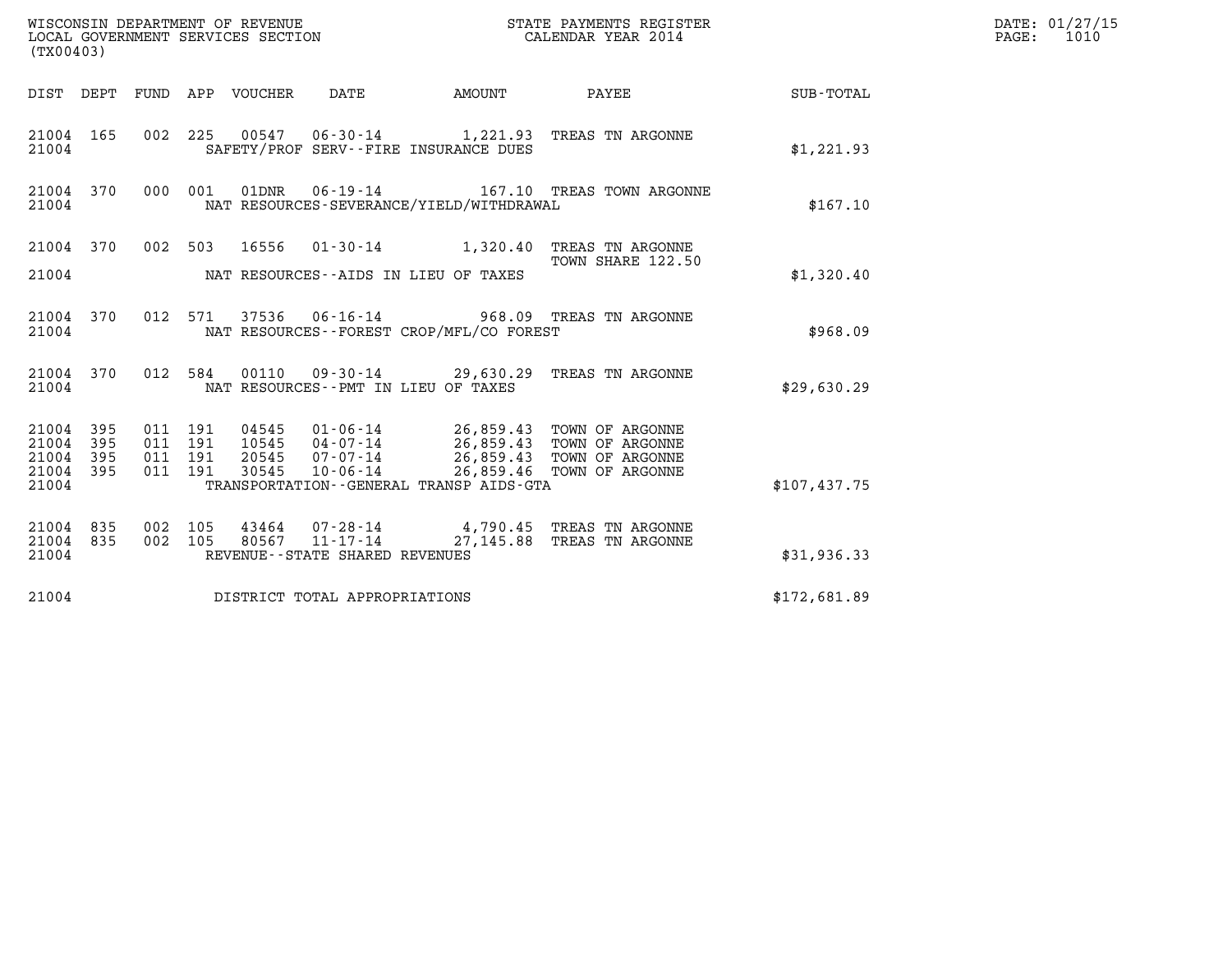WISCONSIN DEPARTMENT OF REVENUE
LOCAL GOVERNMENT SERVICES SECTION
(TX00403)

STATE PAYMENTS REGISTER
CALENDAR YEAR 2014

DATE: 01/27/15

| DIST | DEPT | FUND | APP | VOUCHER | DATE | AMOUNT | PAYEE | SUB-TOTAL |
|---|---|---|---|---|---|---|---|---|
| 21004 | 165 | 002 | 225 | 00547 | 06-30-14 | 1,221.93 | TREAS TN ARGONNE | |
| 21004 | | | | SAFETY/PROF SERV--FIRE INSURANCE DUES | | | | $1,221.93 |
| 21004 | 370 | 000 | 001 | 01DNR | 06-19-14 | 167.10 | TREAS TOWN ARGONNE | |
| 21004 | | | | NAT RESOURCES-SEVERANCE/YIELD/WITHDRAWAL | | | | $167.10 |
| 21004 | 370 | 002 | 503 | 16556 | 01-30-14 | 1,320.40 | TREAS TN ARGONNE TOWN SHARE 122.50 | |
| 21004 | | | | NAT RESOURCES--AIDS IN LIEU OF TAXES | | | | $1,320.40 |
| 21004 | 370 | 012 | 571 | 37536 | 06-16-14 | 968.09 | TREAS TN ARGONNE | |
| 21004 | | | | NAT RESOURCES--FOREST CROP/MFL/CO FOREST | | | | $968.09 |
| 21004 | 370 | 012 | 584 | 00110 | 09-30-14 | 29,630.29 | TREAS TN ARGONNE | |
| 21004 | | | | NAT RESOURCES--PMT IN LIEU OF TAXES | | | | $29,630.29 |
| 21004 | 395 | 011 | 191 | 04545 | 01-06-14 | 26,859.43 | TOWN OF ARGONNE | |
| 21004 | 395 | 011 | 191 | 10545 | 04-07-14 | 26,859.43 | TOWN OF ARGONNE | |
| 21004 | 395 | 011 | 191 | 20545 | 07-07-14 | 26,859.43 | TOWN OF ARGONNE | |
| 21004 | 395 | 011 | 191 | 30545 | 10-06-14 | 26,859.46 | TOWN OF ARGONNE | |
| 21004 | | | | TRANSPORTATION--GENERAL TRANSP AIDS-GTA | | | | $107,437.75 |
| 21004 | 835 | 002 | 105 | 43464 | 07-28-14 | 4,790.45 | TREAS TN ARGONNE | |
| 21004 | 835 | 002 | 105 | 80567 | 11-17-14 | 27,145.88 | TREAS TN ARGONNE | |
| 21004 | | | | REVENUE--STATE SHARED REVENUES | | | | $31,936.33 |
| 21004 | | | | DISTRICT TOTAL APPROPRIATIONS | | | | $172,681.89 |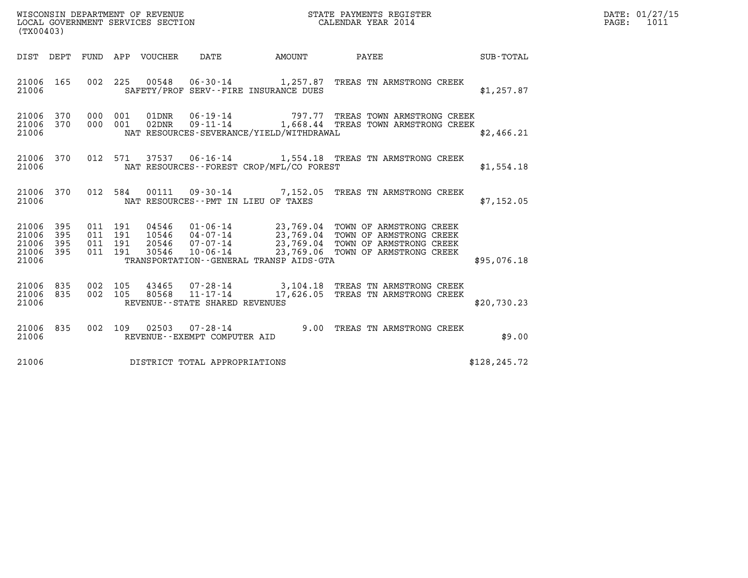WISCONSIN DEPARTMENT OF REVENUE
LOCAL GOVERNMENT SERVICES SECTION
(TX00403)

STATE PAYMENTS REGISTER
CALENDAR YEAR 2014

DATE: 01/27/15
PAGE: 1011

| DIST | DEPT | FUND | APP | VOUCHER | DATE | AMOUNT | PAYEE | SUB-TOTAL |
|---|---|---|---|---|---|---|---|---|
| 21006 | 165 | 002 | 225 | 00548 | 06-30-14 | 1,257.87 | TREAS TN ARMSTRONG CREEK | |
| 21006 | | | | SAFETY/PROF SERV--FIRE INSURANCE DUES | | | | $1,257.87 |
| 21006 | 370 | 000 | 001 | 01DNR | 06-19-14 | 797.77 | TREAS TOWN ARMSTRONG CREEK | |
| 21006 | 370 | 000 | 001 | 02DNR | 09-11-14 | 1,668.44 | TREAS TOWN ARMSTRONG CREEK | |
| 21006 | | | | NAT RESOURCES-SEVERANCE/YIELD/WITHDRAWAL | | | | $2,466.21 |
| 21006 | 370 | 012 | 571 | 37537 | 06-16-14 | 1,554.18 | TREAS TN ARMSTRONG CREEK | |
| 21006 | | | | NAT RESOURCES--FOREST CROP/MFL/CO FOREST | | | | $1,554.18 |
| 21006 | 370 | 012 | 584 | 00111 | 09-30-14 | 7,152.05 | TREAS TN ARMSTRONG CREEK | |
| 21006 | | | | NAT RESOURCES--PMT IN LIEU OF TAXES | | | | $7,152.05 |
| 21006 | 395 | 011 | 191 | 04546 | 01-06-14 | 23,769.04 | TOWN OF ARMSTRONG CREEK | |
| 21006 | 395 | 011 | 191 | 10546 | 04-07-14 | 23,769.04 | TOWN OF ARMSTRONG CREEK | |
| 21006 | 395 | 011 | 191 | 20546 | 07-07-14 | 23,769.04 | TOWN OF ARMSTRONG CREEK | |
| 21006 | 395 | 011 | 191 | 30546 | 10-06-14 | 23,769.06 | TOWN OF ARMSTRONG CREEK | |
| 21006 | | | | TRANSPORTATION--GENERAL TRANSP AIDS-GTA | | | | $95,076.18 |
| 21006 | 835 | 002 | 105 | 43465 | 07-28-14 | 3,104.18 | TREAS TN ARMSTRONG CREEK | |
| 21006 | 835 | 002 | 105 | 80568 | 11-17-14 | 17,626.05 | TREAS TN ARMSTRONG CREEK | |
| 21006 | | | | REVENUE--STATE SHARED REVENUES | | | | $20,730.23 |
| 21006 | 835 | 002 | 109 | 02503 | 07-28-14 | 9.00 | TREAS TN ARMSTRONG CREEK | |
| 21006 | | | | REVENUE--EXEMPT COMPUTER AID | | | | $9.00 |
| 21006 | | | | DISTRICT TOTAL APPROPRIATIONS | | | | $128,245.72 |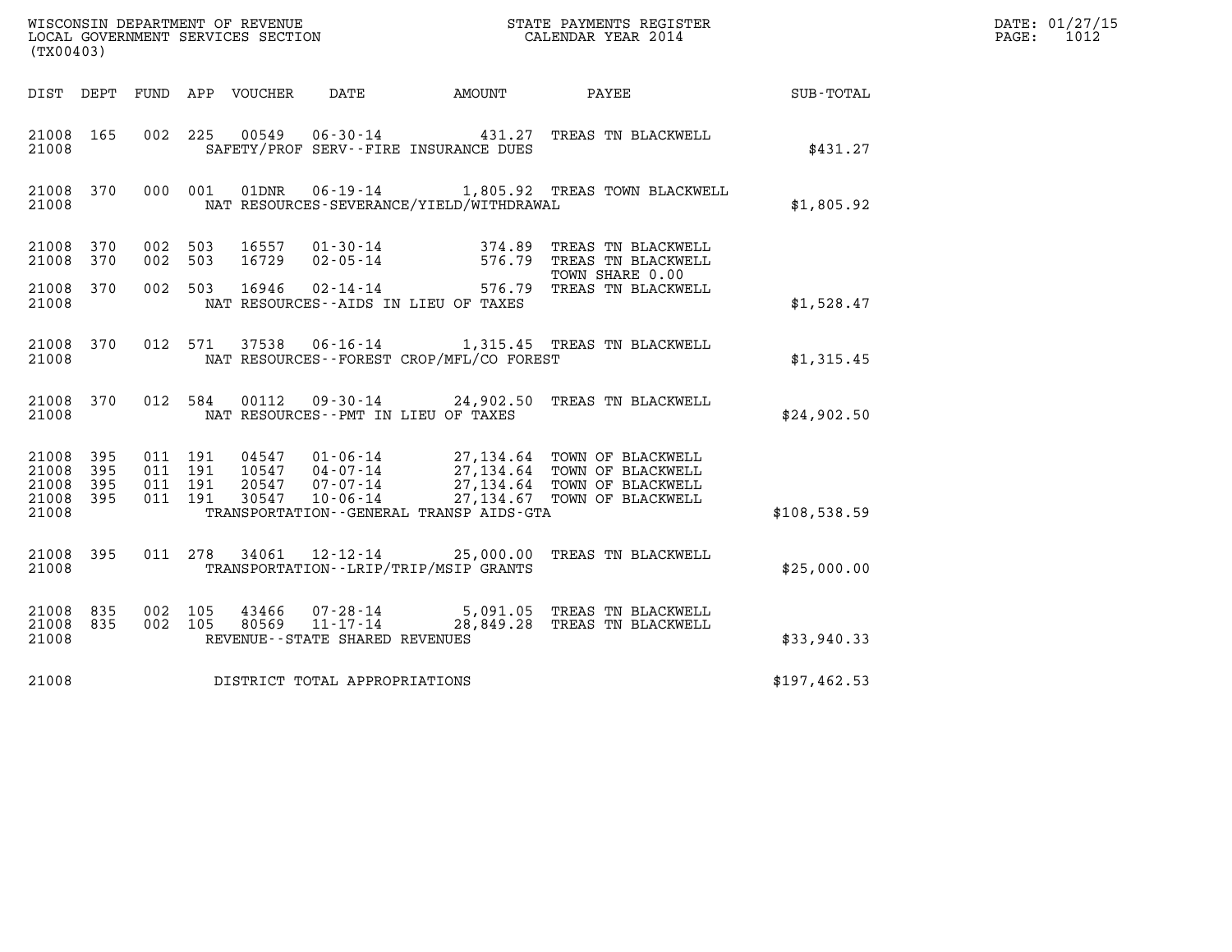WISCONSIN DEPARTMENT OF REVENUE
LOCAL GOVERNMENT SERVICES SECTION
(TX00403)

STATE PAYMENTS REGISTER
CALENDAR YEAR 2014

DATE: 01/27/15
PAGE: 1012

| DIST | DEPT | FUND | APP | VOUCHER | DATE | AMOUNT | PAYEE | SUB-TOTAL |
|---|---|---|---|---|---|---|---|---|
| 21008 | 165 | 002 | 225 | 00549 | 06-30-14 | 431.27 | TREAS TN BLACKWELL | |
| 21008 | | | | | SAFETY/PROF SERV--FIRE INSURANCE DUES | | | $431.27 |
| 21008 | 370 | 000 | 001 | 01DNR | 06-19-14 | 1,805.92 | TREAS TOWN BLACKWELL | |
| 21008 | | | | | NAT RESOURCES-SEVERANCE/YIELD/WITHDRAWAL | | | $1,805.92 |
| 21008 | 370 | 002 | 503 | 16557 | 01-30-14 | 374.89 | TREAS TN BLACKWELL | |
| 21008 | 370 | 002 | 503 | 16729 | 02-05-14 | 576.79 | TREAS TN BLACKWELL TOWN SHARE 0.00 | |
| 21008 | 370 | 002 | 503 | 16946 | 02-14-14 | 576.79 | TREAS TN BLACKWELL | |
| 21008 | | | | | NAT RESOURCES--AIDS IN LIEU OF TAXES | | | $1,528.47 |
| 21008 | 370 | 012 | 571 | 37538 | 06-16-14 | 1,315.45 | TREAS TN BLACKWELL | |
| 21008 | | | | | NAT RESOURCES--FOREST CROP/MFL/CO FOREST | | | $1,315.45 |
| 21008 | 370 | 012 | 584 | 00112 | 09-30-14 | 24,902.50 | TREAS TN BLACKWELL | |
| 21008 | | | | | NAT RESOURCES--PMT IN LIEU OF TAXES | | | $24,902.50 |
| 21008 | 395 | 011 | 191 | 04547 | 01-06-14 | 27,134.64 | TOWN OF BLACKWELL | |
| 21008 | 395 | 011 | 191 | 10547 | 04-07-14 | 27,134.64 | TOWN OF BLACKWELL | |
| 21008 | 395 | 011 | 191 | 20547 | 07-07-14 | 27,134.64 | TOWN OF BLACKWELL | |
| 21008 | 395 | 011 | 191 | 30547 | 10-06-14 | 27,134.67 | TOWN OF BLACKWELL | |
| 21008 | | | | | TRANSPORTATION--GENERAL TRANSP AIDS-GTA | | | $108,538.59 |
| 21008 | 395 | 011 | 278 | 34061 | 12-12-14 | 25,000.00 | TREAS TN BLACKWELL | |
| 21008 | | | | | TRANSPORTATION--LRIP/TRIP/MSIP GRANTS | | | $25,000.00 |
| 21008 | 835 | 002 | 105 | 43466 | 07-28-14 | 5,091.05 | TREAS TN BLACKWELL | |
| 21008 | 835 | 002 | 105 | 80569 | 11-17-14 | 28,849.28 | TREAS TN BLACKWELL | |
| 21008 | | | | | REVENUE--STATE SHARED REVENUES | | | $33,940.33 |
| 21008 | | | | | DISTRICT TOTAL APPROPRIATIONS | | | $197,462.53 |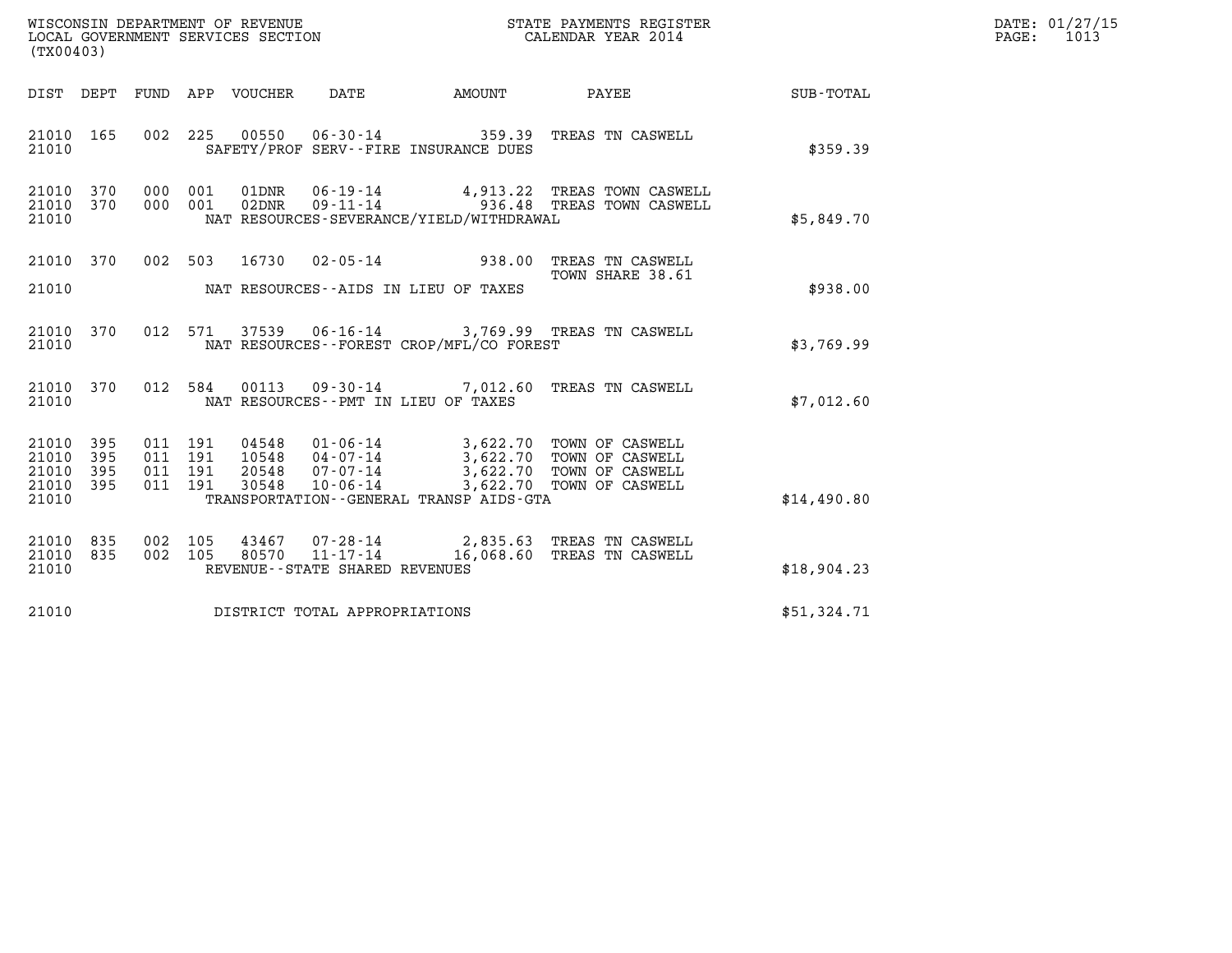WISCONSIN DEPARTMENT OF REVENUE
LOCAL GOVERNMENT SERVICES SECTION
(TX00403)

STATE PAYMENTS REGISTER
CALENDAR YEAR 2014

DATE: 01/27/15

| DIST | DEPT | FUND | APP | VOUCHER | DATE | AMOUNT | PAYEE | SUB-TOTAL |
|---|---|---|---|---|---|---|---|---|
| 21010 | 165 | 002 | 225 | 00550 | 06-30-14 | 359.39 | TREAS TN CASWELL | |
| 21010 | | | | | SAFETY/PROF SERV--FIRE INSURANCE DUES | | | $359.39 |
| 21010 | 370 | 000 | 001 | 01DNR | 06-19-14 | 4,913.22 | TREAS TOWN CASWELL | |
| 21010 | 370 | 000 | 001 | 02DNR | 09-11-14 | 936.48 | TREAS TOWN CASWELL | |
| 21010 | | | | | NAT RESOURCES-SEVERANCE/YIELD/WITHDRAWAL | | | $5,849.70 |
| 21010 | 370 | 002 | 503 | 16730 | 02-05-14 | 938.00 | TREAS TN CASWELL TOWN SHARE 38.61 | |
| 21010 | | | | | NAT RESOURCES--AIDS IN LIEU OF TAXES | | | $938.00 |
| 21010 | 370 | 012 | 571 | 37539 | 06-16-14 | 3,769.99 | TREAS TN CASWELL | |
| 21010 | | | | | NAT RESOURCES--FOREST CROP/MFL/CO FOREST | | | $3,769.99 |
| 21010 | 370 | 012 | 584 | 00113 | 09-30-14 | 7,012.60 | TREAS TN CASWELL | |
| 21010 | | | | | NAT RESOURCES--PMT IN LIEU OF TAXES | | | $7,012.60 |
| 21010 | 395 | 011 | 191 | 04548 | 01-06-14 | 3,622.70 | TOWN OF CASWELL | |
| 21010 | 395 | 011 | 191 | 10548 | 04-07-14 | 3,622.70 | TOWN OF CASWELL | |
| 21010 | 395 | 011 | 191 | 20548 | 07-07-14 | 3,622.70 | TOWN OF CASWELL | |
| 21010 | 395 | 011 | 191 | 30548 | 10-06-14 | 3,622.70 | TOWN OF CASWELL | |
| 21010 | | | | | TRANSPORTATION--GENERAL TRANSP AIDS-GTA | | | $14,490.80 |
| 21010 | 835 | 002 | 105 | 43467 | 07-28-14 | 2,835.63 | TREAS TN CASWELL | |
| 21010 | 835 | 002 | 105 | 80570 | 11-17-14 | 16,068.60 | TREAS TN CASWELL | |
| 21010 | | | | | REVENUE--STATE SHARED REVENUES | | | $18,904.23 |
| 21010 | | | | | DISTRICT TOTAL APPROPRIATIONS | | | $51,324.71 |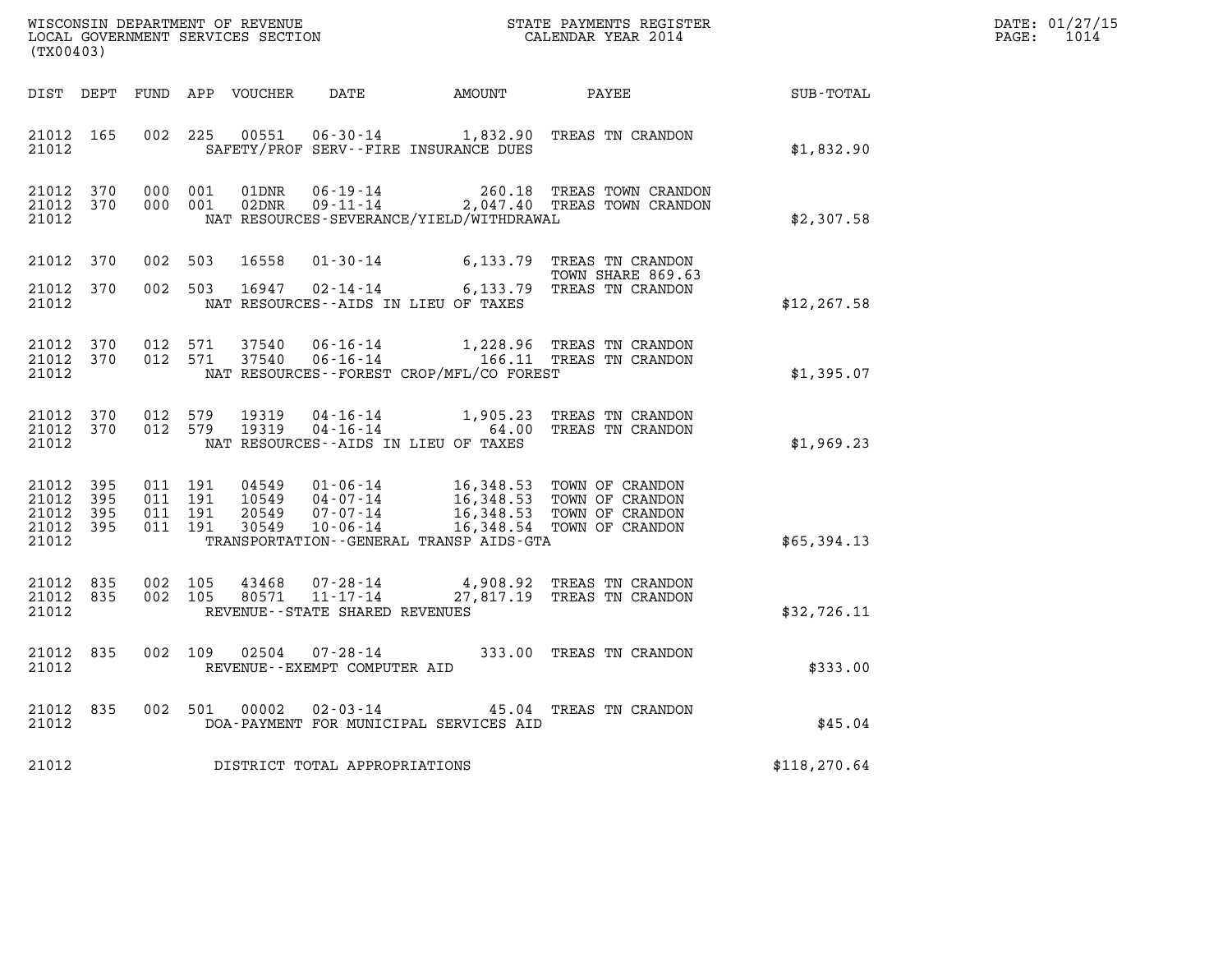WISCONSIN DEPARTMENT OF REVENUE
LOCAL GOVERNMENT SERVICES SECTION
(TX00403)

STATE PAYMENTS REGISTER
CALENDAR YEAR 2014

DATE: 01/27/15
PAGE: 1014

| DIST | DEPT | FUND | APP | VOUCHER | DATE | AMOUNT | PAYEE | SUB-TOTAL |
|---|---|---|---|---|---|---|---|---|
| 21012 | 165 | 002 | 225 | 00551 | 06-30-14 | 1,832.90 | TREAS TN CRANDON | |
| 21012 | | | | | SAFETY/PROF SERV--FIRE INSURANCE DUES | | | $1,832.90 |
| 21012 | 370 | 000 | 001 | 01DNR | 06-19-14 | 260.18 | TREAS TOWN CRANDON | |
| 21012 | 370 | 000 | 001 | 02DNR | 09-11-14 | 2,047.40 | TREAS TOWN CRANDON | |
| 21012 | | | | | NAT RESOURCES-SEVERANCE/YIELD/WITHDRAWAL | | | $2,307.58 |
| 21012 | 370 | 002 | 503 | 16558 | 01-30-14 | 6,133.79 | TREAS TN CRANDON TOWN SHARE 869.63 | |
| 21012 | 370 | 002 | 503 | 16947 | 02-14-14 | 6,133.79 | TREAS TN CRANDON | |
| 21012 | | | | | NAT RESOURCES--AIDS IN LIEU OF TAXES | | | $12,267.58 |
| 21012 | 370 | 012 | 571 | 37540 | 06-16-14 | 1,228.96 | TREAS TN CRANDON | |
| 21012 | 370 | 012 | 571 | 37540 | 06-16-14 | 166.11 | TREAS TN CRANDON | |
| 21012 | | | | | NAT RESOURCES--FOREST CROP/MFL/CO FOREST | | | $1,395.07 |
| 21012 | 370 | 012 | 579 | 19319 | 04-16-14 | 1,905.23 | TREAS TN CRANDON | |
| 21012 | 370 | 012 | 579 | 19319 | 04-16-14 | 64.00 | TREAS TN CRANDON | |
| 21012 | | | | | NAT RESOURCES--AIDS IN LIEU OF TAXES | | | $1,969.23 |
| 21012 | 395 | 011 | 191 | 04549 | 01-06-14 | 16,348.53 | TOWN OF CRANDON | |
| 21012 | 395 | 011 | 191 | 10549 | 04-07-14 | 16,348.53 | TOWN OF CRANDON | |
| 21012 | 395 | 011 | 191 | 20549 | 07-07-14 | 16,348.53 | TOWN OF CRANDON | |
| 21012 | 395 | 011 | 191 | 30549 | 10-06-14 | 16,348.54 | TOWN OF CRANDON | |
| 21012 | | | | | TRANSPORTATION--GENERAL TRANSP AIDS-GTA | | | $65,394.13 |
| 21012 | 835 | 002 | 105 | 43468 | 07-28-14 | 4,908.92 | TREAS TN CRANDON | |
| 21012 | 835 | 002 | 105 | 80571 | 11-17-14 | 27,817.19 | TREAS TN CRANDON | |
| 21012 | | | | | REVENUE--STATE SHARED REVENUES | | | $32,726.11 |
| 21012 | 835 | 002 | 109 | 02504 | 07-28-14 | 333.00 | TREAS TN CRANDON | |
| 21012 | | | | | REVENUE--EXEMPT COMPUTER AID | | | $333.00 |
| 21012 | 835 | 002 | 501 | 00002 | 02-03-14 | 45.04 | TREAS TN CRANDON | |
| 21012 | | | | | DOA-PAYMENT FOR MUNICIPAL SERVICES AID | | | $45.04 |
| 21012 | | | | | DISTRICT TOTAL APPROPRIATIONS | | | $118,270.64 |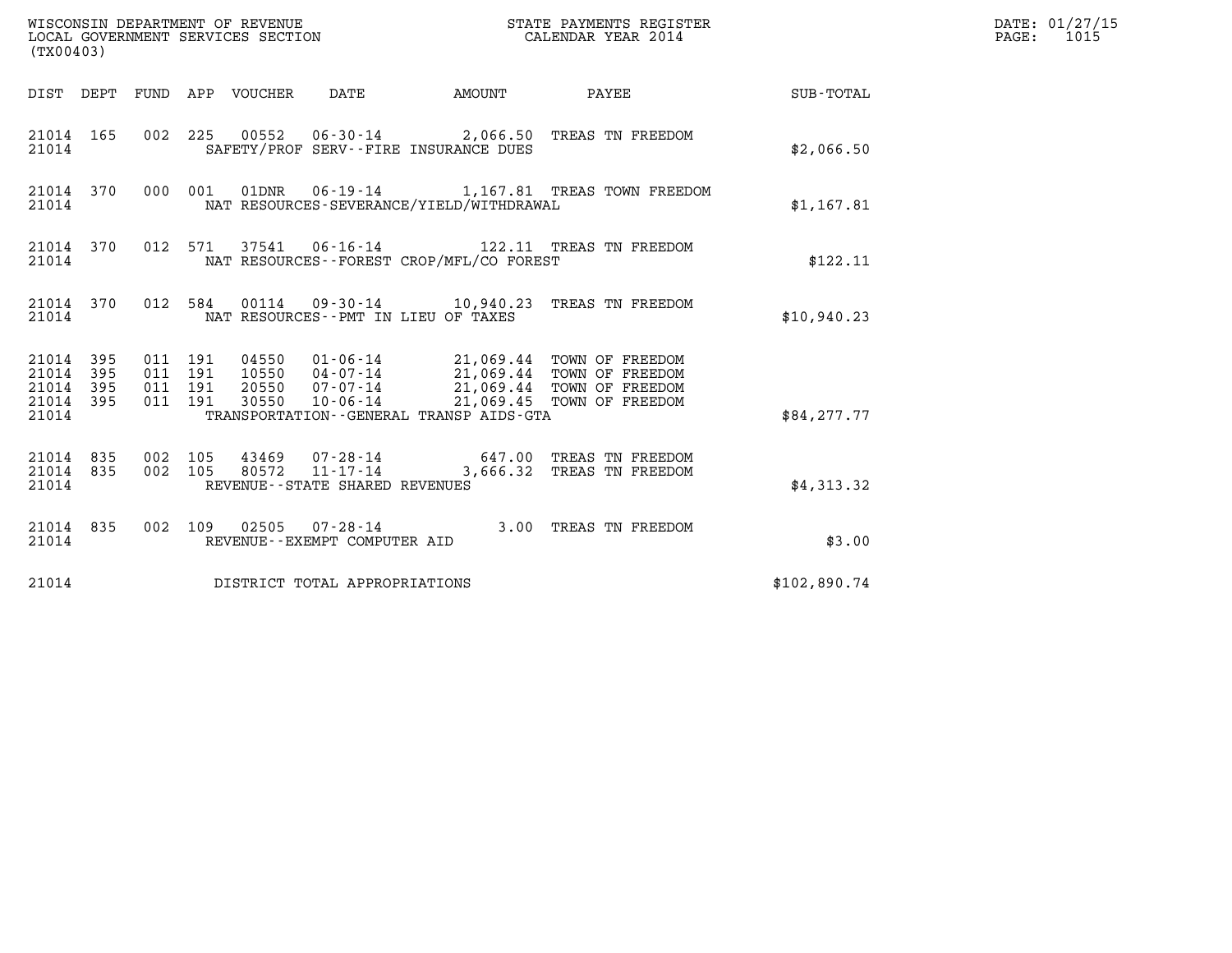WISCONSIN DEPARTMENT OF REVENUE
LOCAL GOVERNMENT SERVICES SECTION
(TX00403)

STATE PAYMENTS REGISTER
CALENDAR YEAR 2014

DATE: 01/27/15

| DIST | DEPT | FUND | APP | VOUCHER | DATE | AMOUNT | PAYEE | SUB-TOTAL |
|---|---|---|---|---|---|---|---|---|
| 21014 | 165 | 002 | 225 | 00552 | 06-30-14 | 2,066.50 | TREAS TN FREEDOM | |
| 21014 | | | | SAFETY/PROF SERV--FIRE INSURANCE DUES | | | | $2,066.50 |
| 21014 | 370 | 000 | 001 | 01DNR | 06-19-14 | 1,167.81 | TREAS TOWN FREEDOM | |
| 21014 | | | | NAT RESOURCES-SEVERANCE/YIELD/WITHDRAWAL | | | | $1,167.81 |
| 21014 | 370 | 012 | 571 | 37541 | 06-16-14 | 122.11 | TREAS TN FREEDOM | |
| 21014 | | | | NAT RESOURCES--FOREST CROP/MFL/CO FOREST | | | | $122.11 |
| 21014 | 370 | 012 | 584 | 00114 | 09-30-14 | 10,940.23 | TREAS TN FREEDOM | |
| 21014 | | | | NAT RESOURCES--PMT IN LIEU OF TAXES | | | | $10,940.23 |
| 21014 | 395 | 011 | 191 | 04550 | 01-06-14 | 21,069.44 | TOWN OF FREEDOM | |
| 21014 | 395 | 011 | 191 | 10550 | 04-07-14 | 21,069.44 | TOWN OF FREEDOM | |
| 21014 | 395 | 011 | 191 | 20550 | 07-07-14 | 21,069.44 | TOWN OF FREEDOM | |
| 21014 | 395 | 011 | 191 | 30550 | 10-06-14 | 21,069.45 | TOWN OF FREEDOM | |
| 21014 | | | | TRANSPORTATION--GENERAL TRANSP AIDS-GTA | | | | $84,277.77 |
| 21014 | 835 | 002 | 105 | 43469 | 07-28-14 | 647.00 | TREAS TN FREEDOM | |
| 21014 | 835 | 002 | 105 | 80572 | 11-17-14 | 3,666.32 | TREAS TN FREEDOM | |
| 21014 | | | | REVENUE--STATE SHARED REVENUES | | | | $4,313.32 |
| 21014 | 835 | 002 | 109 | 02505 | 07-28-14 | 3.00 | TREAS TN FREEDOM | |
| 21014 | | | | REVENUE--EXEMPT COMPUTER AID | | | | $3.00 |
| 21014 | | | | DISTRICT TOTAL APPROPRIATIONS | | | | $102,890.74 |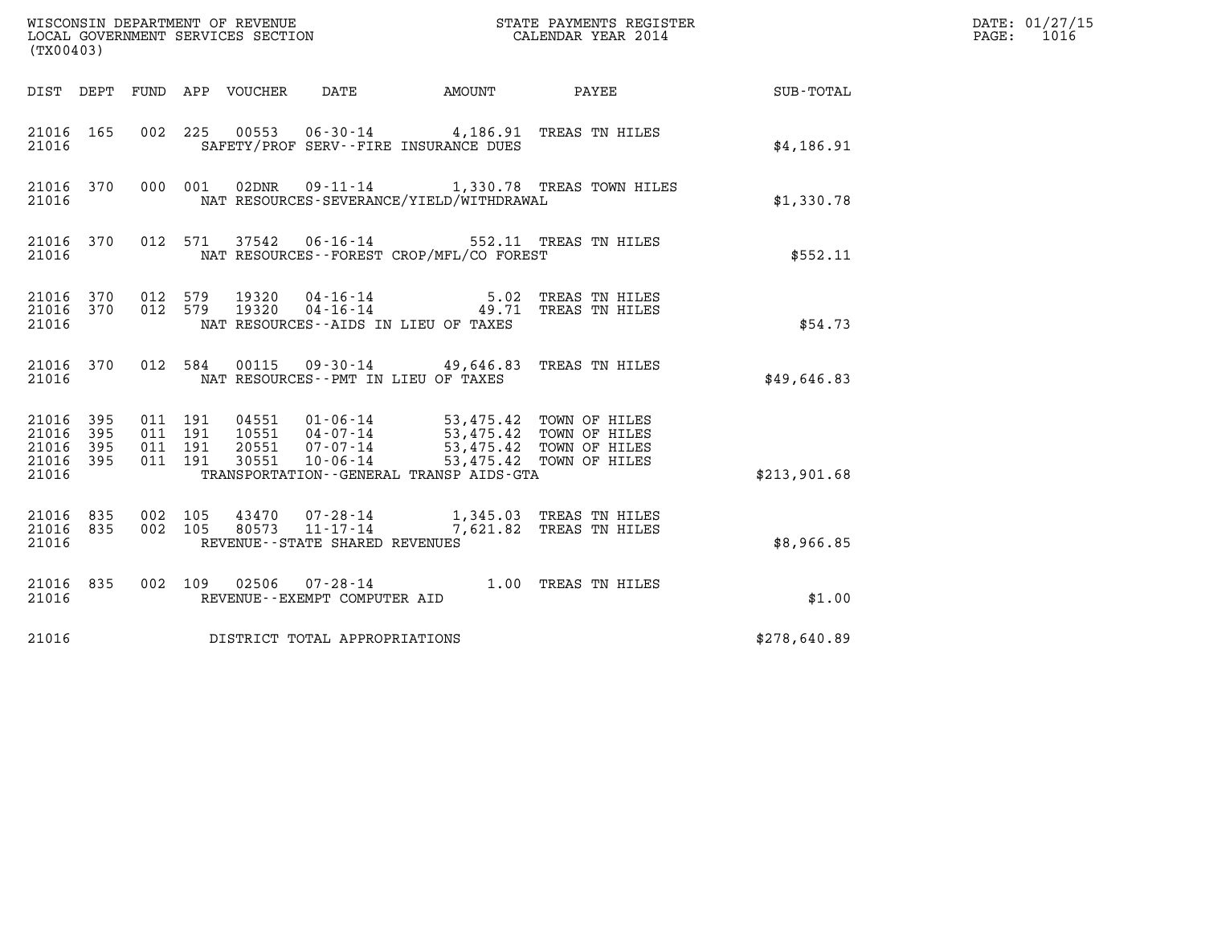WISCONSIN DEPARTMENT OF REVENUE
LOCAL GOVERNMENT SERVICES SECTION
(TX00403)

STATE PAYMENTS REGISTER
CALENDAR YEAR 2014

DATE: 01/27/15
PAGE: 1016

| DIST | DEPT | FUND | APP | VOUCHER | DATE | AMOUNT | PAYEE | SUB-TOTAL |
|---|---|---|---|---|---|---|---|---|
| 21016 | 165 | 002 | 225 | 00553 | 06-30-14 | 4,186.91 | TREAS TN HILES | |
| 21016 | | | | | SAFETY/PROF SERV--FIRE INSURANCE DUES | | | $4,186.91 |
| 21016 | 370 | 000 | 001 | 02DNR | 09-11-14 | 1,330.78 | TREAS TOWN HILES | |
| 21016 | | | | | NAT RESOURCES-SEVERANCE/YIELD/WITHDRAWAL | | | $1,330.78 |
| 21016 | 370 | 012 | 571 | 37542 | 06-16-14 | 552.11 | TREAS TN HILES | |
| 21016 | | | | | NAT RESOURCES--FOREST CROP/MFL/CO FOREST | | | $552.11 |
| 21016 | 370 | 012 | 579 | 19320 | 04-16-14 | 5.02 | TREAS TN HILES | |
| 21016 | 370 | 012 | 579 | 19320 | 04-16-14 | 49.71 | TREAS TN HILES | |
| 21016 | | | | | NAT RESOURCES--AIDS IN LIEU OF TAXES | | | $54.73 |
| 21016 | 370 | 012 | 584 | 00115 | 09-30-14 | 49,646.83 | TREAS TN HILES | |
| 21016 | | | | | NAT RESOURCES--PMT IN LIEU OF TAXES | | | $49,646.83 |
| 21016 | 395 | 011 | 191 | 04551 | 01-06-14 | 53,475.42 | TOWN OF HILES | |
| 21016 | 395 | 011 | 191 | 10551 | 04-07-14 | 53,475.42 | TOWN OF HILES | |
| 21016 | 395 | 011 | 191 | 20551 | 07-07-14 | 53,475.42 | TOWN OF HILES | |
| 21016 | 395 | 011 | 191 | 30551 | 10-06-14 | 53,475.42 | TOWN OF HILES | |
| 21016 | | | | | TRANSPORTATION--GENERAL TRANSP AIDS-GTA | | | $213,901.68 |
| 21016 | 835 | 002 | 105 | 43470 | 07-28-14 | 1,345.03 | TREAS TN HILES | |
| 21016 | 835 | 002 | 105 | 80573 | 11-17-14 | 7,621.82 | TREAS TN HILES | |
| 21016 | | | | | REVENUE--STATE SHARED REVENUES | | | $8,966.85 |
| 21016 | 835 | 002 | 109 | 02506 | 07-28-14 | 1.00 | TREAS TN HILES | |
| 21016 | | | | | REVENUE--EXEMPT COMPUTER AID | | | $1.00 |
| 21016 | | | | | DISTRICT TOTAL APPROPRIATIONS | | | $278,640.89 |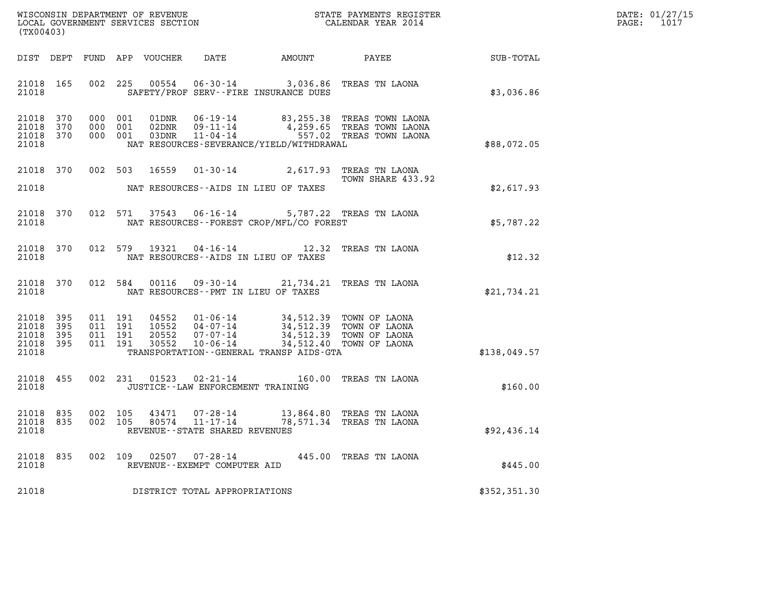WISCONSIN DEPARTMENT OF REVENUE
LOCAL GOVERNMENT SERVICES SECTION
(TX00403)

STATE PAYMENTS REGISTER
CALENDAR YEAR 2014

DATE: 01/27/15
PAGE: 1017

| DIST | DEPT | FUND | APP | VOUCHER | DATE | AMOUNT | PAYEE | SUB-TOTAL |
|---|---|---|---|---|---|---|---|---|
| 21018 | 165 | 002 | 225 | 00554 | 06-30-14 | 3,036.86 | TREAS TN LAONA | |
| 21018 | | | | SAFETY/PROF SERV--FIRE INSURANCE DUES | | | | $3,036.86 |
| 21018 | 370 | 000 | 001 | 01DNR | 06-19-14 | 83,255.38 | TREAS TOWN LAONA | |
| 21018 | 370 | 000 | 001 | 02DNR | 09-11-14 | 4,259.65 | TREAS TOWN LAONA | |
| 21018 | 370 | 000 | 001 | 03DNR | 11-04-14 | 557.02 | TREAS TOWN LAONA | |
| 21018 | | | | NAT RESOURCES-SEVERANCE/YIELD/WITHDRAWAL | | | | $88,072.05 |
| 21018 | 370 | 002 | 503 | 16559 | 01-30-14 | 2,617.93 | TREAS TN LAONA TOWN SHARE 433.92 | |
| 21018 | | | | NAT RESOURCES--AIDS IN LIEU OF TAXES | | | | $2,617.93 |
| 21018 | 370 | 012 | 571 | 37543 | 06-16-14 | 5,787.22 | TREAS TN LAONA | |
| 21018 | | | | NAT RESOURCES--FOREST CROP/MFL/CO FOREST | | | | $5,787.22 |
| 21018 | 370 | 012 | 579 | 19321 | 04-16-14 | 12.32 | TREAS TN LAONA | |
| 21018 | | | | NAT RESOURCES--AIDS IN LIEU OF TAXES | | | | $12.32 |
| 21018 | 370 | 012 | 584 | 00116 | 09-30-14 | 21,734.21 | TREAS TN LAONA | |
| 21018 | | | | NAT RESOURCES--PMT IN LIEU OF TAXES | | | | $21,734.21 |
| 21018 | 395 | 011 | 191 | 04552 | 01-06-14 | 34,512.39 | TOWN OF LAONA | |
| 21018 | 395 | 011 | 191 | 10552 | 04-07-14 | 34,512.39 | TOWN OF LAONA | |
| 21018 | 395 | 011 | 191 | 20552 | 07-07-14 | 34,512.39 | TOWN OF LAONA | |
| 21018 | 395 | 011 | 191 | 30552 | 10-06-14 | 34,512.40 | TOWN OF LAONA | |
| 21018 | | | | TRANSPORTATION--GENERAL TRANSP AIDS-GTA | | | | $138,049.57 |
| 21018 | 455 | 002 | 231 | 01523 | 02-21-14 | 160.00 | TREAS TN LAONA | |
| 21018 | | | | JUSTICE--LAW ENFORCEMENT TRAINING | | | | $160.00 |
| 21018 | 835 | 002 | 105 | 43471 | 07-28-14 | 13,864.80 | TREAS TN LAONA | |
| 21018 | 835 | 002 | 105 | 80574 | 11-17-14 | 78,571.34 | TREAS TN LAONA | |
| 21018 | | | | REVENUE--STATE SHARED REVENUES | | | | $92,436.14 |
| 21018 | 835 | 002 | 109 | 02507 | 07-28-14 | 445.00 | TREAS TN LAONA | |
| 21018 | | | | REVENUE--EXEMPT COMPUTER AID | | | | $445.00 |
| 21018 | | | | DISTRICT TOTAL APPROPRIATIONS | | | | $352,351.30 |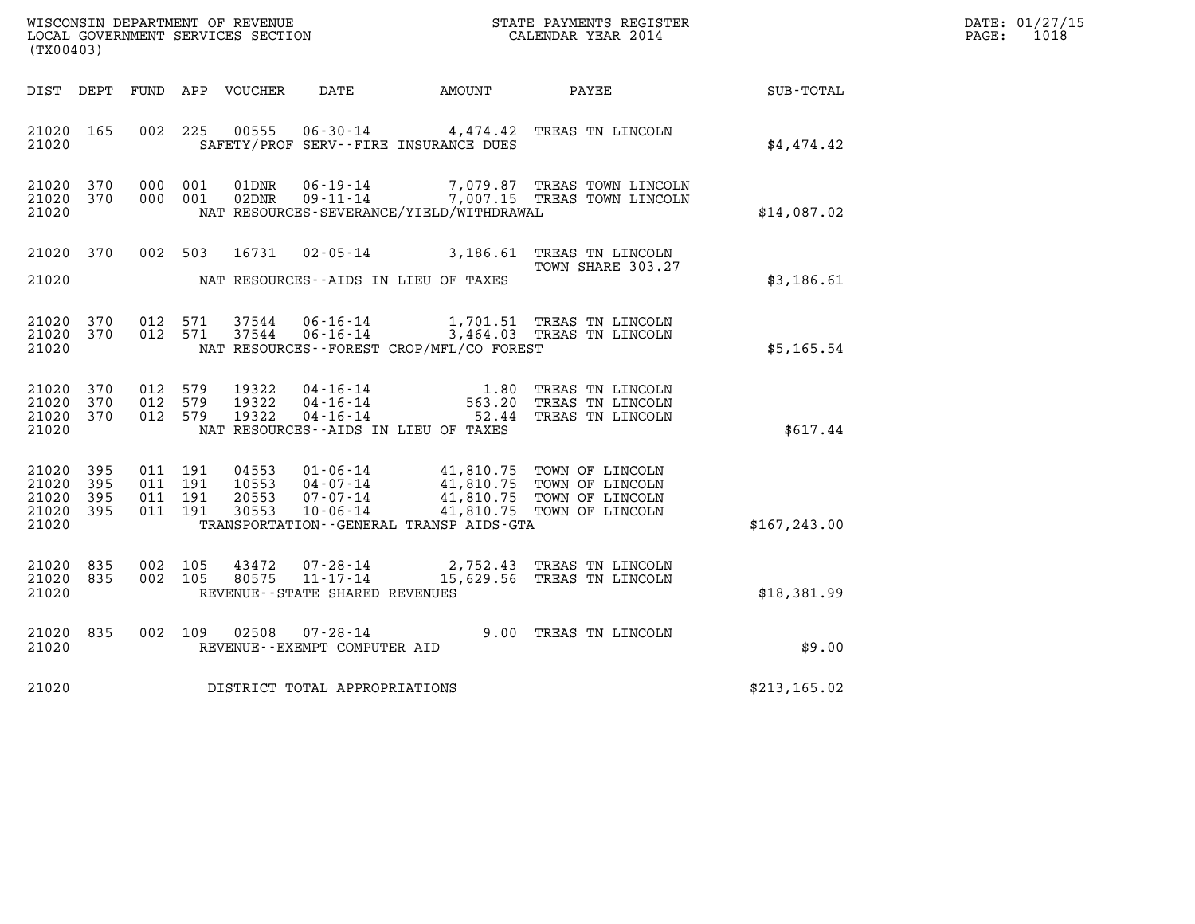WISCONSIN DEPARTMENT OF REVENUE
LOCAL GOVERNMENT SERVICES SECTION
(TX00403)

STATE PAYMENTS REGISTER
CALENDAR YEAR 2014

DATE: 01/27/15

| DIST | DEPT | FUND | APP | VOUCHER | DATE | AMOUNT | PAYEE | SUB-TOTAL |
|---|---|---|---|---|---|---|---|---|
| 21020 | 165 | 002 | 225 | 00555 | 06-30-14 | 4,474.42 | TREAS TN LINCOLN | |
| 21020 | | | | | SAFETY/PROF SERV--FIRE INSURANCE DUES | | | $4,474.42 |
| 21020 | 370 | 000 | 001 | 01DNR | 06-19-14 | 7,079.87 | TREAS TOWN LINCOLN | |
| 21020 | 370 | 000 | 001 | 02DNR | 09-11-14 | 7,007.15 | TREAS TOWN LINCOLN | |
| 21020 | | | | | NAT RESOURCES-SEVERANCE/YIELD/WITHDRAWAL | | | $14,087.02 |
| 21020 | 370 | 002 | 503 | 16731 | 02-05-14 | 3,186.61 | TREAS TN LINCOLN TOWN SHARE 303.27 | |
| 21020 | | | | | NAT RESOURCES--AIDS IN LIEU OF TAXES | | | $3,186.61 |
| 21020 | 370 | 012 | 571 | 37544 | 06-16-14 | 1,701.51 | TREAS TN LINCOLN | |
| 21020 | 370 | 012 | 571 | 37544 | 06-16-14 | 3,464.03 | TREAS TN LINCOLN | |
| 21020 | | | | | NAT RESOURCES--FOREST CROP/MFL/CO FOREST | | | $5,165.54 |
| 21020 | 370 | 012 | 579 | 19322 | 04-16-14 | 1.80 | TREAS TN LINCOLN | |
| 21020 | 370 | 012 | 579 | 19322 | 04-16-14 | 563.20 | TREAS TN LINCOLN | |
| 21020 | 370 | 012 | 579 | 19322 | 04-16-14 | 52.44 | TREAS TN LINCOLN | |
| 21020 | | | | | NAT RESOURCES--AIDS IN LIEU OF TAXES | | | $617.44 |
| 21020 | 395 | 011 | 191 | 04553 | 01-06-14 | 41,810.75 | TOWN OF LINCOLN | |
| 21020 | 395 | 011 | 191 | 10553 | 04-07-14 | 41,810.75 | TOWN OF LINCOLN | |
| 21020 | 395 | 011 | 191 | 20553 | 07-07-14 | 41,810.75 | TOWN OF LINCOLN | |
| 21020 | 395 | 011 | 191 | 30553 | 10-06-14 | 41,810.75 | TOWN OF LINCOLN | |
| 21020 | | | | | TRANSPORTATION--GENERAL TRANSP AIDS-GTA | | | $167,243.00 |
| 21020 | 835 | 002 | 105 | 43472 | 07-28-14 | 2,752.43 | TREAS TN LINCOLN | |
| 21020 | 835 | 002 | 105 | 80575 | 11-17-14 | 15,629.56 | TREAS TN LINCOLN | |
| 21020 | | | | | REVENUE--STATE SHARED REVENUES | | | $18,381.99 |
| 21020 | 835 | 002 | 109 | 02508 | 07-28-14 | 9.00 | TREAS TN LINCOLN | |
| 21020 | | | | | REVENUE--EXEMPT COMPUTER AID | | | $9.00 |
| 21020 | | | | | DISTRICT TOTAL APPROPRIATIONS | | | $213,165.02 |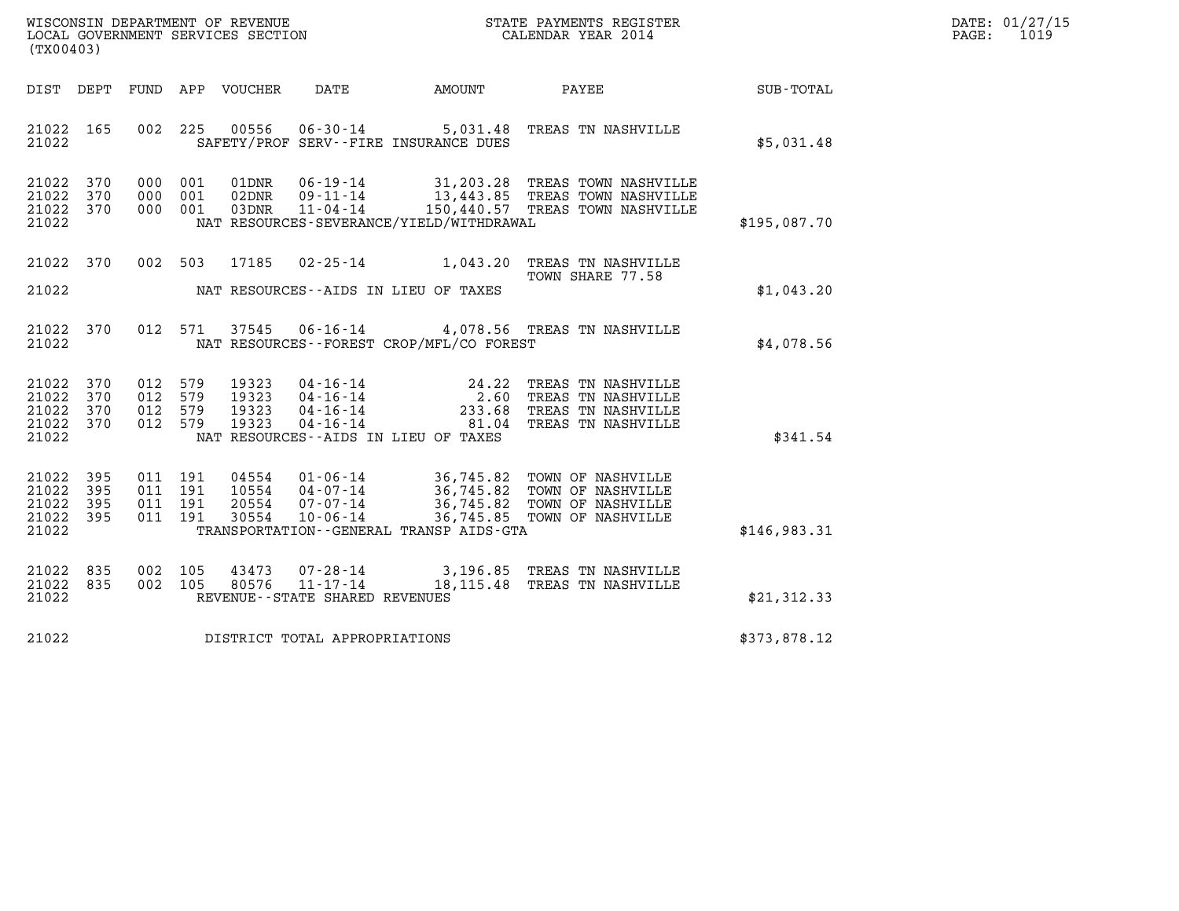WISCONSIN DEPARTMENT OF REVENUE
LOCAL GOVERNMENT SERVICES SECTION
(TX00403)

STATE PAYMENTS REGISTER
CALENDAR YEAR 2014

DATE: 01/27/15

| DIST | DEPT | FUND | APP | VOUCHER | DATE | AMOUNT | PAYEE | SUB-TOTAL |
|---|---|---|---|---|---|---|---|---|
| 21022 | 165 | 002 | 225 | 00556 | 06-30-14 | 5,031.48 | TREAS TN NASHVILLE | |
| 21022 | | | | | SAFETY/PROF SERV--FIRE INSURANCE DUES | | | $5,031.48 |
| 21022 | 370 | 000 | 001 | 01DNR | 06-19-14 | 31,203.28 | TREAS TOWN NASHVILLE | |
| 21022 | 370 | 000 | 001 | 02DNR | 09-11-14 | 13,443.85 | TREAS TOWN NASHVILLE | |
| 21022 | 370 | 000 | 001 | 03DNR | 11-04-14 | 150,440.57 | TREAS TOWN NASHVILLE | |
| 21022 | | | | | NAT RESOURCES-SEVERANCE/YIELD/WITHDRAWAL | | | $195,087.70 |
| 21022 | 370 | 002 | 503 | 17185 | 02-25-14 | 1,043.20 | TREAS TN NASHVILLE TOWN SHARE 77.58 | |
| 21022 | | | | | NAT RESOURCES--AIDS IN LIEU OF TAXES | | | $1,043.20 |
| 21022 | 370 | 012 | 571 | 37545 | 06-16-14 | 4,078.56 | TREAS TN NASHVILLE | |
| 21022 | | | | | NAT RESOURCES--FOREST CROP/MFL/CO FOREST | | | $4,078.56 |
| 21022 | 370 | 012 | 579 | 19323 | 04-16-14 | 24.22 | TREAS TN NASHVILLE | |
| 21022 | 370 | 012 | 579 | 19323 | 04-16-14 | 2.60 | TREAS TN NASHVILLE | |
| 21022 | 370 | 012 | 579 | 19323 | 04-16-14 | 233.68 | TREAS TN NASHVILLE | |
| 21022 | 370 | 012 | 579 | 19323 | 04-16-14 | 81.04 | TREAS TN NASHVILLE | |
| 21022 | | | | | NAT RESOURCES--AIDS IN LIEU OF TAXES | | | $341.54 |
| 21022 | 395 | 011 | 191 | 04554 | 01-06-14 | 36,745.82 | TOWN OF NASHVILLE | |
| 21022 | 395 | 011 | 191 | 10554 | 04-07-14 | 36,745.82 | TOWN OF NASHVILLE | |
| 21022 | 395 | 011 | 191 | 20554 | 07-07-14 | 36,745.82 | TOWN OF NASHVILLE | |
| 21022 | 395 | 011 | 191 | 30554 | 10-06-14 | 36,745.85 | TOWN OF NASHVILLE | |
| 21022 | | | | | TRANSPORTATION--GENERAL TRANSP AIDS-GTA | | | $146,983.31 |
| 21022 | 835 | 002 | 105 | 43473 | 07-28-14 | 3,196.85 | TREAS TN NASHVILLE | |
| 21022 | 835 | 002 | 105 | 80576 | 11-17-14 | 18,115.48 | TREAS TN NASHVILLE | |
| 21022 | | | | | REVENUE--STATE SHARED REVENUES | | | $21,312.33 |
| 21022 | | | | | DISTRICT TOTAL APPROPRIATIONS | | | $373,878.12 |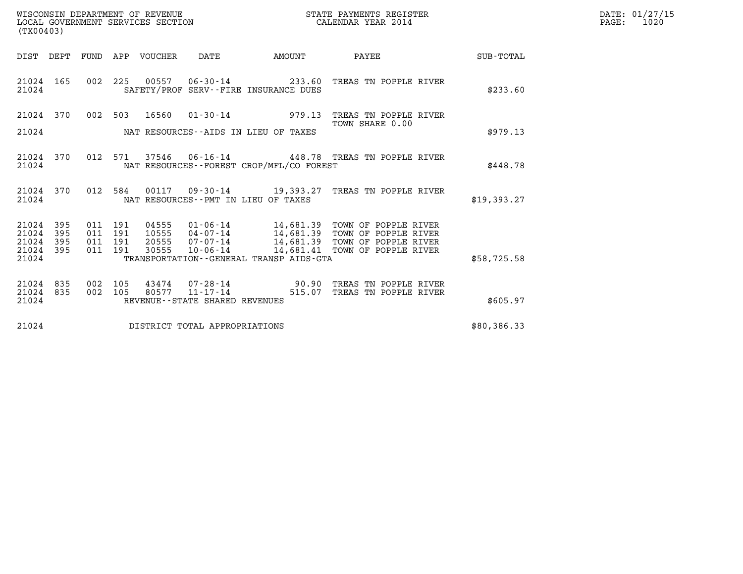WISCONSIN DEPARTMENT OF REVENUE
LOCAL GOVERNMENT SERVICES SECTION
(TX00403)

STATE PAYMENTS REGISTER
CALENDAR YEAR 2014

DATE: 01/27/15
PAGE: 1020

| DIST | DEPT | FUND | APP | VOUCHER | DATE | AMOUNT | PAYEE | SUB-TOTAL |
|---|---|---|---|---|---|---|---|---|
| 21024 | 165 | 002 | 225 | 00557 | 06-30-14 | 233.60 | TREAS TN POPPLE RIVER | |
| 21024 | | | | | SAFETY/PROF SERV--FIRE INSURANCE DUES | | | $233.60 |
| 21024 | 370 | 002 | 503 | 16560 | 01-30-14 | 979.13 | TREAS TN POPPLE RIVER TOWN SHARE 0.00 | |
| 21024 | | | | | NAT RESOURCES--AIDS IN LIEU OF TAXES | | | $979.13 |
| 21024 | 370 | 012 | 571 | 37546 | 06-16-14 | 448.78 | TREAS TN POPPLE RIVER | |
| 21024 | | | | | NAT RESOURCES--FOREST CROP/MFL/CO FOREST | | | $448.78 |
| 21024 | 370 | 012 | 584 | 00117 | 09-30-14 | 19,393.27 | TREAS TN POPPLE RIVER | |
| 21024 | | | | | NAT RESOURCES--PMT IN LIEU OF TAXES | | | $19,393.27 |
| 21024 | 395 | 011 | 191 | 04555 | 01-06-14 | 14,681.39 | TOWN OF POPPLE RIVER | |
| 21024 | 395 | 011 | 191 | 10555 | 04-07-14 | 14,681.39 | TOWN OF POPPLE RIVER | |
| 21024 | 395 | 011 | 191 | 20555 | 07-07-14 | 14,681.39 | TOWN OF POPPLE RIVER | |
| 21024 | 395 | 011 | 191 | 30555 | 10-06-14 | 14,681.41 | TOWN OF POPPLE RIVER | |
| 21024 | | | | | TRANSPORTATION--GENERAL TRANSP AIDS-GTA | | | $58,725.58 |
| 21024 | 835 | 002 | 105 | 43474 | 07-28-14 | 90.90 | TREAS TN POPPLE RIVER | |
| 21024 | 835 | 002 | 105 | 80577 | 11-17-14 | 515.07 | TREAS TN POPPLE RIVER | |
| 21024 | | | | | REVENUE--STATE SHARED REVENUES | | | $605.97 |
| 21024 | | | | | DISTRICT TOTAL APPROPRIATIONS | | | $80,386.33 |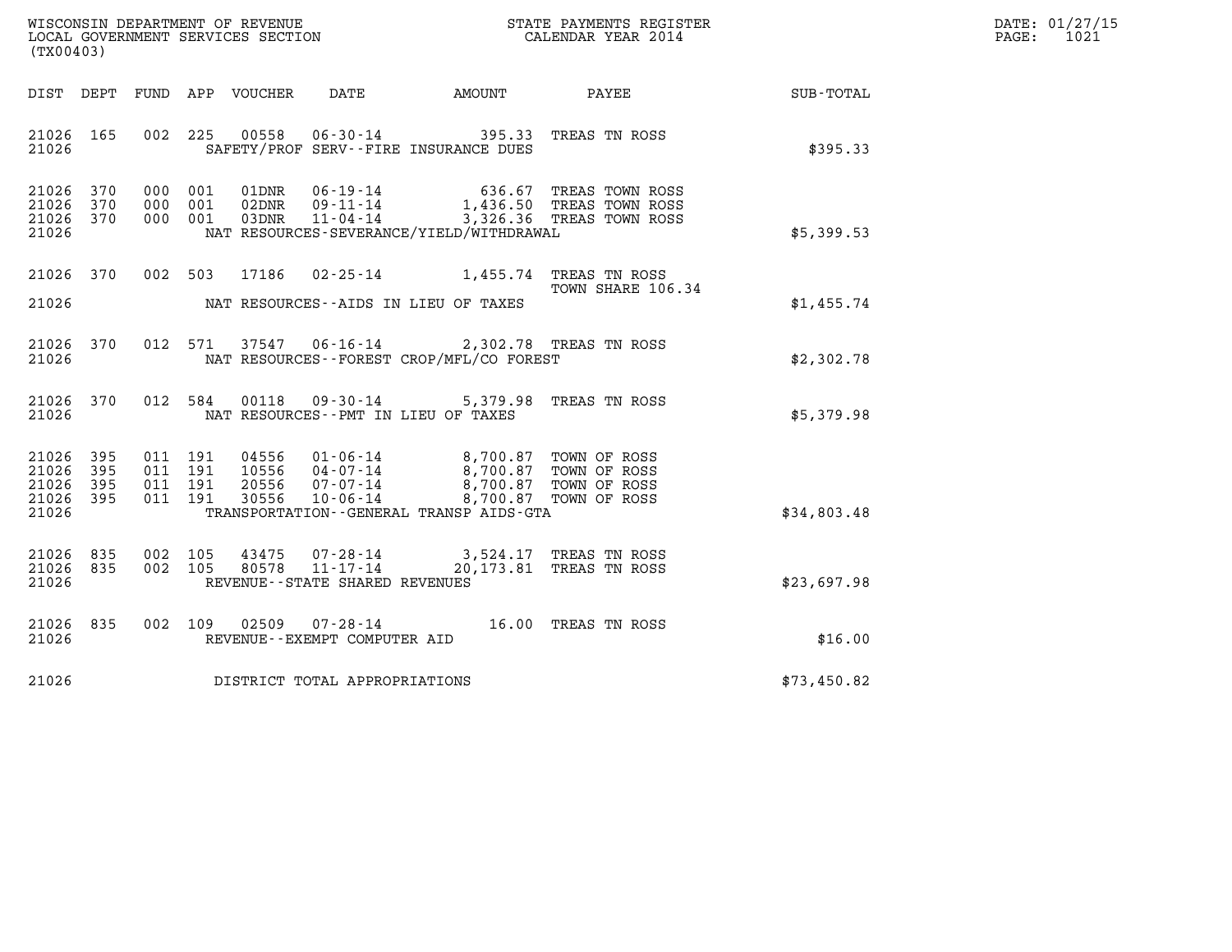WISCONSIN DEPARTMENT OF REVENUE
LOCAL GOVERNMENT SERVICES SECTION
(TX00403)

STATE PAYMENTS REGISTER
CALENDAR YEAR 2014

DATE: 01/27/15
PAGE: 1021

| DIST | DEPT | FUND | APP | VOUCHER | DATE | AMOUNT | PAYEE | SUB-TOTAL |
|---|---|---|---|---|---|---|---|---|
| 21026 | 165 | 002 | 225 | 00558 | 06-30-14 | 395.33 | TREAS TN ROSS | |
| 21026 | | | | | SAFETY/PROF SERV--FIRE INSURANCE DUES | | | $395.33 |
| 21026 | 370 | 000 | 001 | 01DNR | 06-19-14 | 636.67 | TREAS TOWN ROSS | |
| 21026 | 370 | 000 | 001 | 02DNR | 09-11-14 | 1,436.50 | TREAS TOWN ROSS | |
| 21026 | 370 | 000 | 001 | 03DNR | 11-04-14 | 3,326.36 | TREAS TOWN ROSS | |
| 21026 | | | | | NAT RESOURCES-SEVERANCE/YIELD/WITHDRAWAL | | | $5,399.53 |
| 21026 | 370 | 002 | 503 | 17186 | 02-25-14 | 1,455.74 | TREAS TN ROSS TOWN SHARE 106.34 | |
| 21026 | | | | | NAT RESOURCES--AIDS IN LIEU OF TAXES | | | $1,455.74 |
| 21026 | 370 | 012 | 571 | 37547 | 06-16-14 | 2,302.78 | TREAS TN ROSS | |
| 21026 | | | | | NAT RESOURCES--FOREST CROP/MFL/CO FOREST | | | $2,302.78 |
| 21026 | 370 | 012 | 584 | 00118 | 09-30-14 | 5,379.98 | TREAS TN ROSS | |
| 21026 | | | | | NAT RESOURCES--PMT IN LIEU OF TAXES | | | $5,379.98 |
| 21026 | 395 | 011 | 191 | 04556 | 01-06-14 | 8,700.87 | TOWN OF ROSS | |
| 21026 | 395 | 011 | 191 | 10556 | 04-07-14 | 8,700.87 | TOWN OF ROSS | |
| 21026 | 395 | 011 | 191 | 20556 | 07-07-14 | 8,700.87 | TOWN OF ROSS | |
| 21026 | 395 | 011 | 191 | 30556 | 10-06-14 | 8,700.87 | TOWN OF ROSS | |
| 21026 | | | | | TRANSPORTATION--GENERAL TRANSP AIDS-GTA | | | $34,803.48 |
| 21026 | 835 | 002 | 105 | 43475 | 07-28-14 | 3,524.17 | TREAS TN ROSS | |
| 21026 | 835 | 002 | 105 | 80578 | 11-17-14 | 20,173.81 | TREAS TN ROSS | |
| 21026 | | | | | REVENUE--STATE SHARED REVENUES | | | $23,697.98 |
| 21026 | 835 | 002 | 109 | 02509 | 07-28-14 | 16.00 | TREAS TN ROSS | |
| 21026 | | | | | REVENUE--EXEMPT COMPUTER AID | | | $16.00 |
| 21026 | | | | | DISTRICT TOTAL APPROPRIATIONS | | | $73,450.82 |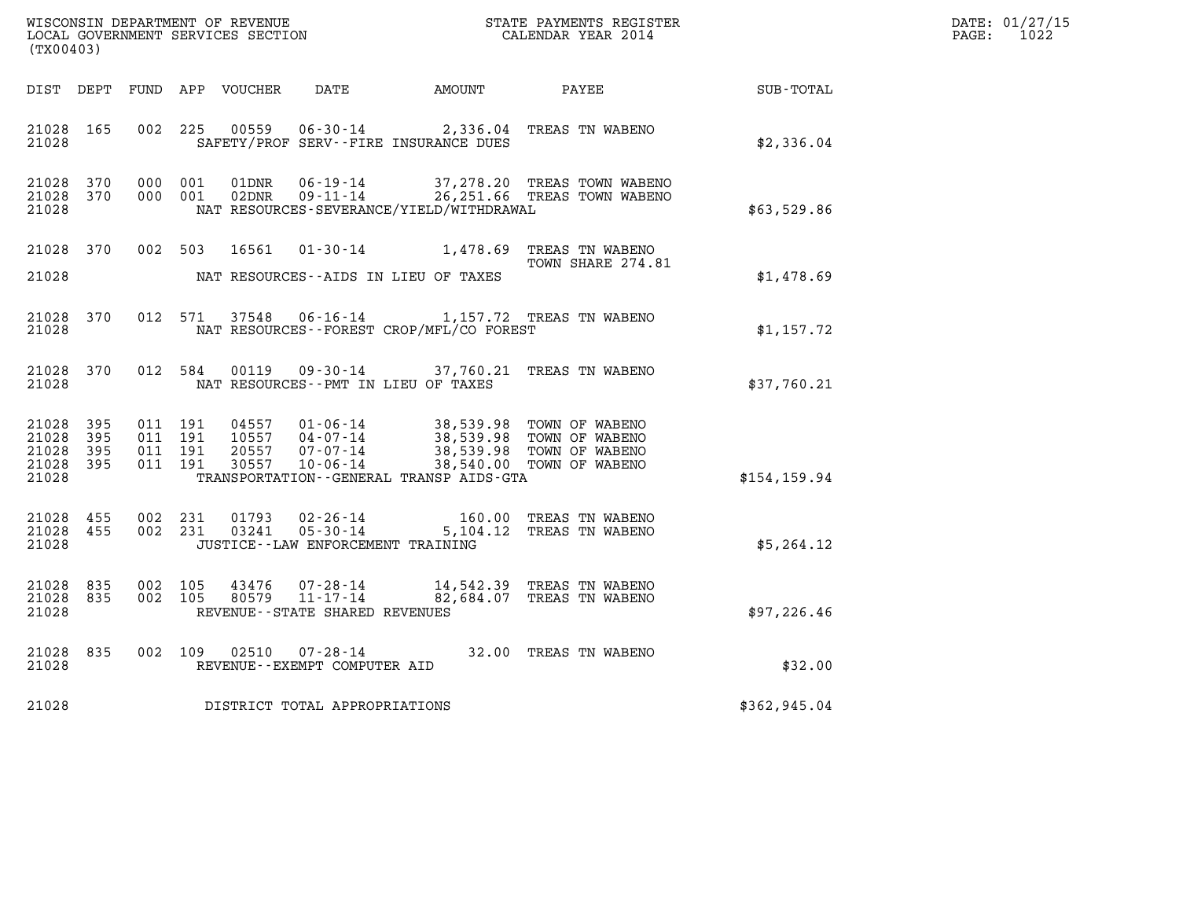WISCONSIN DEPARTMENT OF REVENUE
LOCAL GOVERNMENT SERVICES SECTION
(TX00403)

STATE PAYMENTS REGISTER
CALENDAR YEAR 2014

DATE: 01/27/15
PAGE: 1022

| DIST | DEPT | FUND | APP | VOUCHER | DATE | AMOUNT | PAYEE | SUB-TOTAL |
|---|---|---|---|---|---|---|---|---|
| 21028 | 165 | 002 | 225 | 00559 | 06-30-14 | 2,336.04 | TREAS TN WABENO | |
| 21028 | | | | | SAFETY/PROF SERV--FIRE INSURANCE DUES | | | $2,336.04 |
| 21028 | 370 | 000 | 001 | 01DNR | 06-19-14 | 37,278.20 | TREAS TOWN WABENO | |
| 21028 | 370 | 000 | 001 | 02DNR | 09-11-14 | 26,251.66 | TREAS TOWN WABENO | |
| 21028 | | | | | NAT RESOURCES-SEVERANCE/YIELD/WITHDRAWAL | | | $63,529.86 |
| 21028 | 370 | 002 | 503 | 16561 | 01-30-14 | 1,478.69 | TREAS TN WABENO TOWN SHARE 274.81 | |
| 21028 | | | | | NAT RESOURCES--AIDS IN LIEU OF TAXES | | | $1,478.69 |
| 21028 | 370 | 012 | 571 | 37548 | 06-16-14 | 1,157.72 | TREAS TN WABENO | |
| 21028 | | | | | NAT RESOURCES--FOREST CROP/MFL/CO FOREST | | | $1,157.72 |
| 21028 | 370 | 012 | 584 | 00119 | 09-30-14 | 37,760.21 | TREAS TN WABENO | |
| 21028 | | | | | NAT RESOURCES--PMT IN LIEU OF TAXES | | | $37,760.21 |
| 21028 | 395 | 011 | 191 | 04557 | 01-06-14 | 38,539.98 | TOWN OF WABENO | |
| 21028 | 395 | 011 | 191 | 10557 | 04-07-14 | 38,539.98 | TOWN OF WABENO | |
| 21028 | 395 | 011 | 191 | 20557 | 07-07-14 | 38,539.98 | TOWN OF WABENO | |
| 21028 | 395 | 011 | 191 | 30557 | 10-06-14 | 38,540.00 | TOWN OF WABENO | |
| 21028 | | | | | TRANSPORTATION--GENERAL TRANSP AIDS-GTA | | | $154,159.94 |
| 21028 | 455 | 002 | 231 | 01793 | 02-26-14 | 160.00 | TREAS TN WABENO | |
| 21028 | 455 | 002 | 231 | 03241 | 05-30-14 | 5,104.12 | TREAS TN WABENO | |
| 21028 | | | | | JUSTICE--LAW ENFORCEMENT TRAINING | | | $5,264.12 |
| 21028 | 835 | 002 | 105 | 43476 | 07-28-14 | 14,542.39 | TREAS TN WABENO | |
| 21028 | 835 | 002 | 105 | 80579 | 11-17-14 | 82,684.07 | TREAS TN WABENO | |
| 21028 | | | | | REVENUE--STATE SHARED REVENUES | | | $97,226.46 |
| 21028 | 835 | 002 | 109 | 02510 | 07-28-14 | 32.00 | TREAS TN WABENO | |
| 21028 | | | | | REVENUE--EXEMPT COMPUTER AID | | | $32.00 |
| 21028 | | | | | DISTRICT TOTAL APPROPRIATIONS | | | $362,945.04 |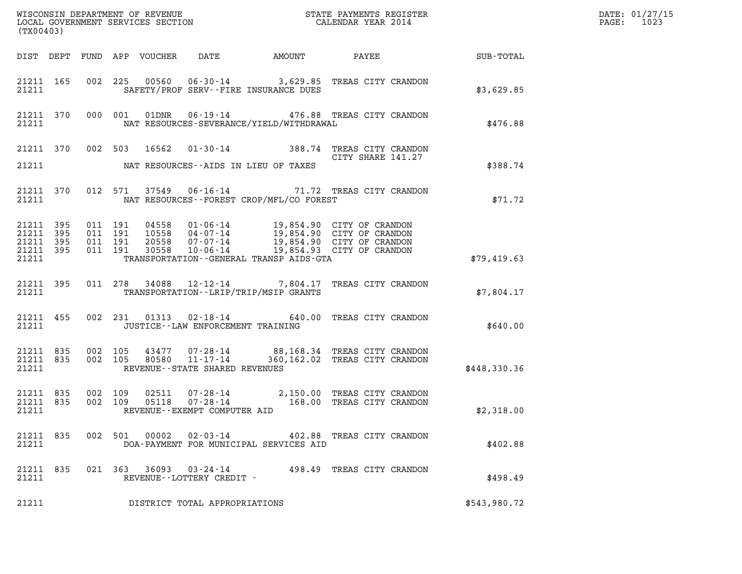WISCONSIN DEPARTMENT OF REVENUE
LOCAL GOVERNMENT SERVICES SECTION
(TX00403)

STATE PAYMENTS REGISTER
CALENDAR YEAR 2014

DATE: 01/27/15
PAGE: 1023

| DIST | DEPT | FUND | APP | VOUCHER | DATE | AMOUNT | PAYEE | SUB-TOTAL |
|---|---|---|---|---|---|---|---|---|
| 21211 | 165 | 002 | 225 | 00560 | 06-30-14 | 3,629.85 | TREAS CITY CRANDON | |
| 21211 | | | | | SAFETY/PROF SERV--FIRE INSURANCE DUES | | | $3,629.85 |
| 21211 | 370 | 000 | 001 | 01DNR | 06-19-14 | 476.88 | TREAS CITY CRANDON | |
| 21211 | | | | | NAT RESOURCES-SEVERANCE/YIELD/WITHDRAWAL | | | $476.88 |
| 21211 | 370 | 002 | 503 | 16562 | 01-30-14 | 388.74 | TREAS CITY CRANDON CITY SHARE 141.27 | |
| 21211 | | | | | NAT RESOURCES--AIDS IN LIEU OF TAXES | | | $388.74 |
| 21211 | 370 | 012 | 571 | 37549 | 06-16-14 | 71.72 | TREAS CITY CRANDON | |
| 21211 | | | | | NAT RESOURCES--FOREST CROP/MFL/CO FOREST | | | $71.72 |
| 21211 | 395 | 011 | 191 | 04558 | 01-06-14 | 19,854.90 | CITY OF CRANDON | |
| 21211 | 395 | 011 | 191 | 10558 | 04-07-14 | 19,854.90 | CITY OF CRANDON | |
| 21211 | 395 | 011 | 191 | 20558 | 07-07-14 | 19,854.90 | CITY OF CRANDON | |
| 21211 | 395 | 011 | 191 | 30558 | 10-06-14 | 19,854.93 | CITY OF CRANDON | |
| 21211 | | | | | TRANSPORTATION--GENERAL TRANSP AIDS-GTA | | | $79,419.63 |
| 21211 | 395 | 011 | 278 | 34088 | 12-12-14 | 7,804.17 | TREAS CITY CRANDON | |
| 21211 | | | | | TRANSPORTATION--LRIP/TRIP/MSIP GRANTS | | | $7,804.17 |
| 21211 | 455 | 002 | 231 | 01313 | 02-18-14 | 640.00 | TREAS CITY CRANDON | |
| 21211 | | | | | JUSTICE--LAW ENFORCEMENT TRAINING | | | $640.00 |
| 21211 | 835 | 002 | 105 | 43477 | 07-28-14 | 88,168.34 | TREAS CITY CRANDON | |
| 21211 | 835 | 002 | 105 | 80580 | 11-17-14 | 360,162.02 | TREAS CITY CRANDON | |
| 21211 | | | | | REVENUE--STATE SHARED REVENUES | | | $448,330.36 |
| 21211 | 835 | 002 | 109 | 02511 | 07-28-14 | 2,150.00 | TREAS CITY CRANDON | |
| 21211 | 835 | 002 | 109 | 05118 | 07-28-14 | 168.00 | TREAS CITY CRANDON | |
| 21211 | | | | | REVENUE--EXEMPT COMPUTER AID | | | $2,318.00 |
| 21211 | 835 | 002 | 501 | 00002 | 02-03-14 | 402.88 | TREAS CITY CRANDON | |
| 21211 | | | | | DOA-PAYMENT FOR MUNICIPAL SERVICES AID | | | $402.88 |
| 21211 | 835 | 021 | 363 | 36093 | 03-24-14 | 498.49 | TREAS CITY CRANDON | |
| 21211 | | | | | REVENUE--LOTTERY CREDIT - | | | $498.49 |
| 21211 | | | | | DISTRICT TOTAL APPROPRIATIONS | | | $543,980.72 |